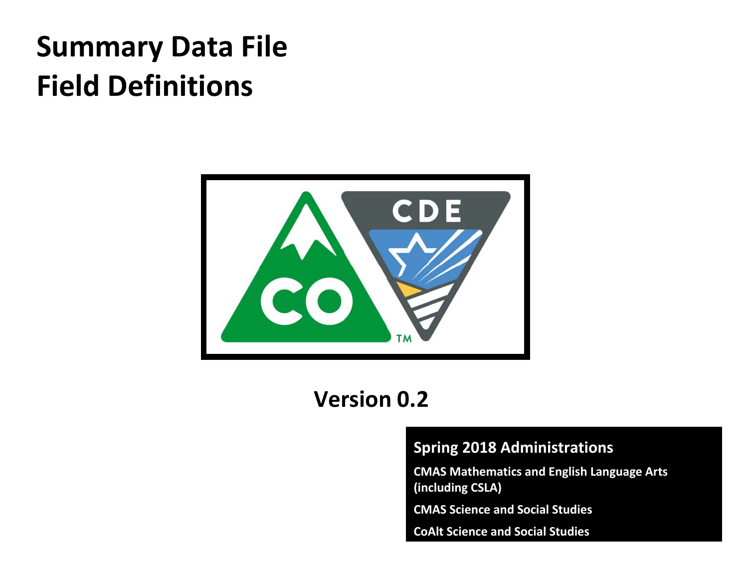# Summary Data File
# Field Definitions

CDE

CO

TM

## Version 0.2

**Spring 2018 Administrations**

**CMAS Mathematics and English Language Arts (including CSLA)**

**CMAS Science and Social Studies**

**CoAlt Science and Social Studies**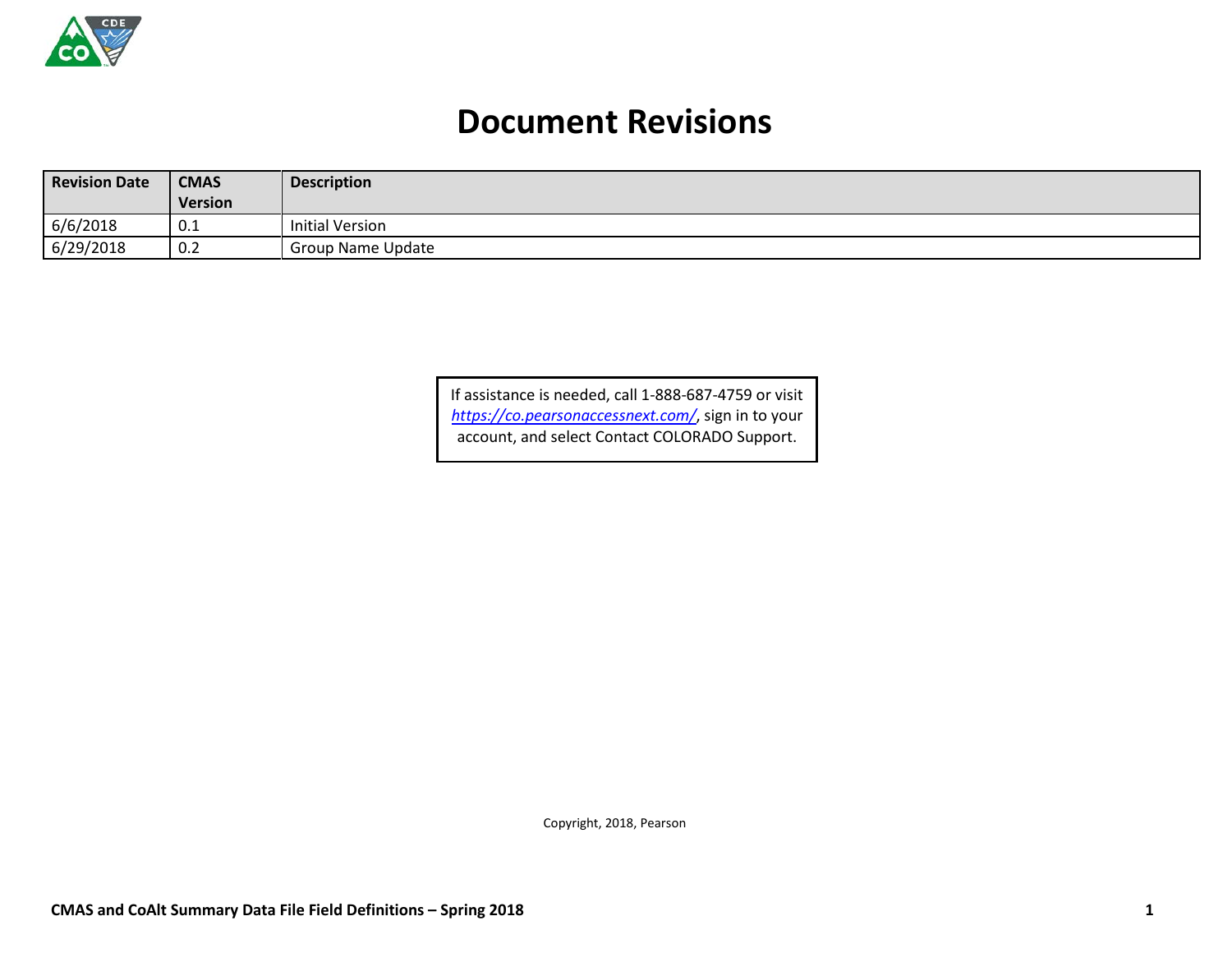# Document Revisions

| Revision Date | CMAS Version | Description |
| --- | --- | --- |
| 6/6/2018 | 0.1 | Initial Version |
| 6/29/2018 | 0.2 | Group Name Update |

If assistance is needed, call 1-888-687-4759 or visit *https://co.pearsonaccessnext.com/*, sign in to your account, and select Contact COLORADO Support.

Copyright, 2018, Pearson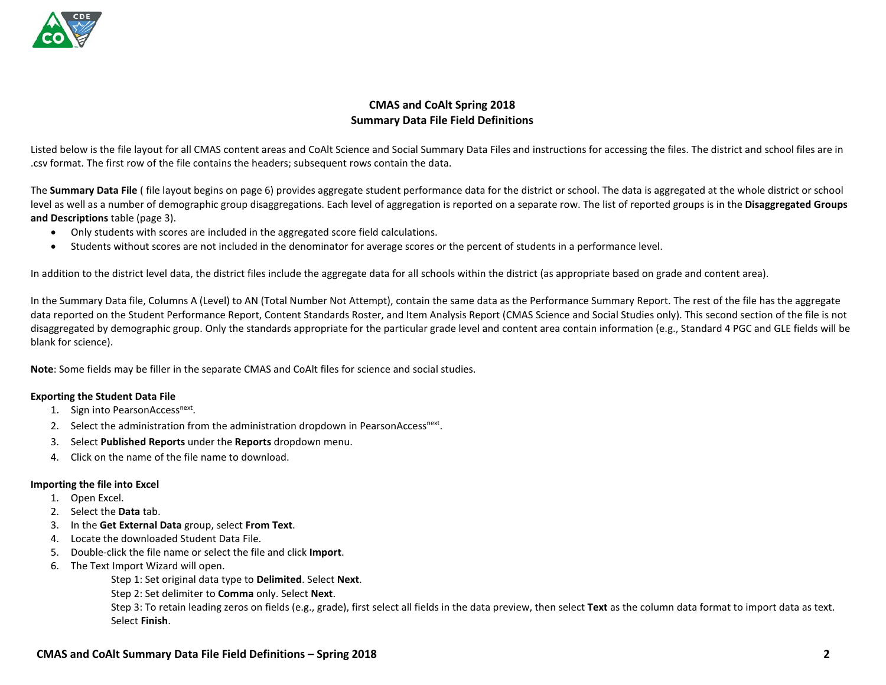# CMAS and CoAlt Spring 2018
# Summary Data File Field Definitions

Listed below is the file layout for all CMAS content areas and CoAlt Science and Social Summary Data Files and instructions for accessing the files. The district and school files are in .csv format. The first row of the file contains the headers; subsequent rows contain the data.

The **Summary Data File** ( file layout begins on page 6) provides aggregate student performance data for the district or school. The data is aggregated at the whole district or school level as well as a number of demographic group disaggregations. Each level of aggregation is reported on a separate row. The list of reported groups is in the **Disaggregated Groups and Descriptions** table (page 3).

- Only students with scores are included in the aggregated score field calculations.
- Students without scores are not included in the denominator for average scores or the percent of students in a performance level.

In addition to the district level data, the district files include the aggregate data for all schools within the district (as appropriate based on grade and content area).

In the Summary Data file, Columns A (Level) to AN (Total Number Not Attempt), contain the same data as the Performance Summary Report. The rest of the file has the aggregate data reported on the Student Performance Report, Content Standards Roster, and Item Analysis Report (CMAS Science and Social Studies only). This second section of the file is not disaggregated by demographic group. Only the standards appropriate for the particular grade level and content area contain information (e.g., Standard 4 PGC and GLE fields will be blank for science).

**Note**: Some fields may be filler in the separate CMAS and CoAlt files for science and social studies.

### Exporting the Student Data File

1. Sign into PearsonAccess[next].
2. Select the administration from the administration dropdown in PearsonAccess[next].
3. Select **Published Reports** under the **Reports** dropdown menu.
4. Click on the name of the file name to download.

### Importing the file into Excel

1. Open Excel.
2. Select the **Data** tab.
3. In the **Get External Data** group, select **From Text**.
4. Locate the downloaded Student Data File.
5. Double-click the file name or select the file and click **Import**.
6. The Text Import Wizard will open.

   Step 1: Set original data type to **Delimited**. Select **Next**.

   Step 2: Set delimiter to **Comma** only. Select **Next**.

   Step 3: To retain leading zeros on fields (e.g., grade), first select all fields in the data preview, then select **Text** as the column data format to import data as text. Select **Finish**.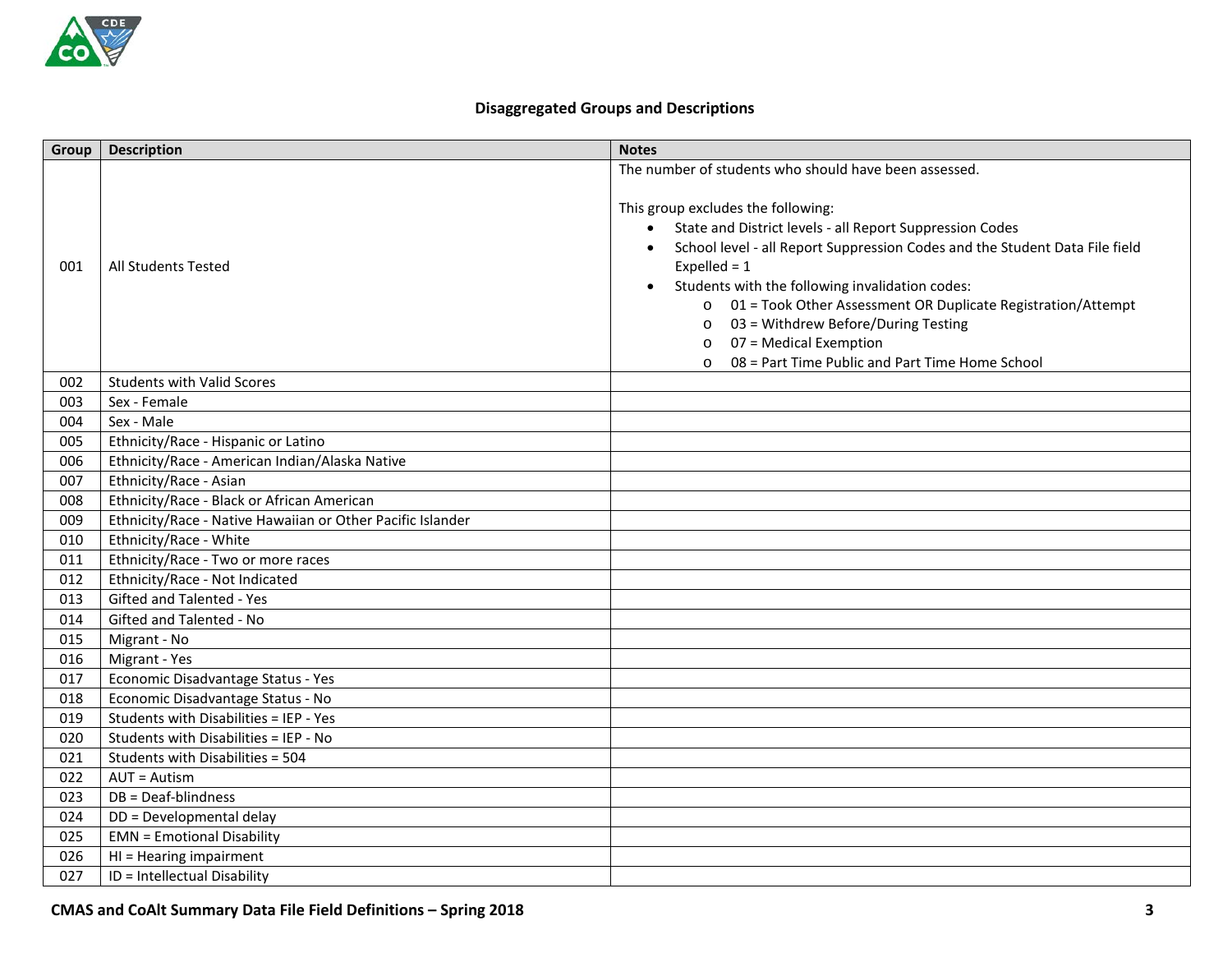## Disaggregated Groups and Descriptions

| Group | Description | Notes |
|---|---|---|
| 001 | All Students Tested | The number of students who should have been assessed.<br><br>This group excludes the following:<br>• State and District levels - all Report Suppression Codes<br>• School level - all Report Suppression Codes and the Student Data File field Expelled = 1<br>• Students with the following invalidation codes:<br>  o 01 = Took Other Assessment OR Duplicate Registration/Attempt<br>  o 03 = Withdrew Before/During Testing<br>  o 07 = Medical Exemption<br>  o 08 = Part Time Public and Part Time Home School |
| 002 | Students with Valid Scores | |
| 003 | Sex - Female | |
| 004 | Sex - Male | |
| 005 | Ethnicity/Race - Hispanic or Latino | |
| 006 | Ethnicity/Race - American Indian/Alaska Native | |
| 007 | Ethnicity/Race - Asian | |
| 008 | Ethnicity/Race - Black or African American | |
| 009 | Ethnicity/Race - Native Hawaiian or Other Pacific Islander | |
| 010 | Ethnicity/Race - White | |
| 011 | Ethnicity/Race - Two or more races | |
| 012 | Ethnicity/Race - Not Indicated | |
| 013 | Gifted and Talented - Yes | |
| 014 | Gifted and Talented - No | |
| 015 | Migrant - No | |
| 016 | Migrant - Yes | |
| 017 | Economic Disadvantage Status - Yes | |
| 018 | Economic Disadvantage Status - No | |
| 019 | Students with Disabilities = IEP - Yes | |
| 020 | Students with Disabilities = IEP - No | |
| 021 | Students with Disabilities = 504 | |
| 022 | AUT = Autism | |
| 023 | DB = Deaf-blindness | |
| 024 | DD = Developmental delay | |
| 025 | EMN = Emotional Disability | |
| 026 | HI = Hearing impairment | |
| 027 | ID = Intellectual Disability | |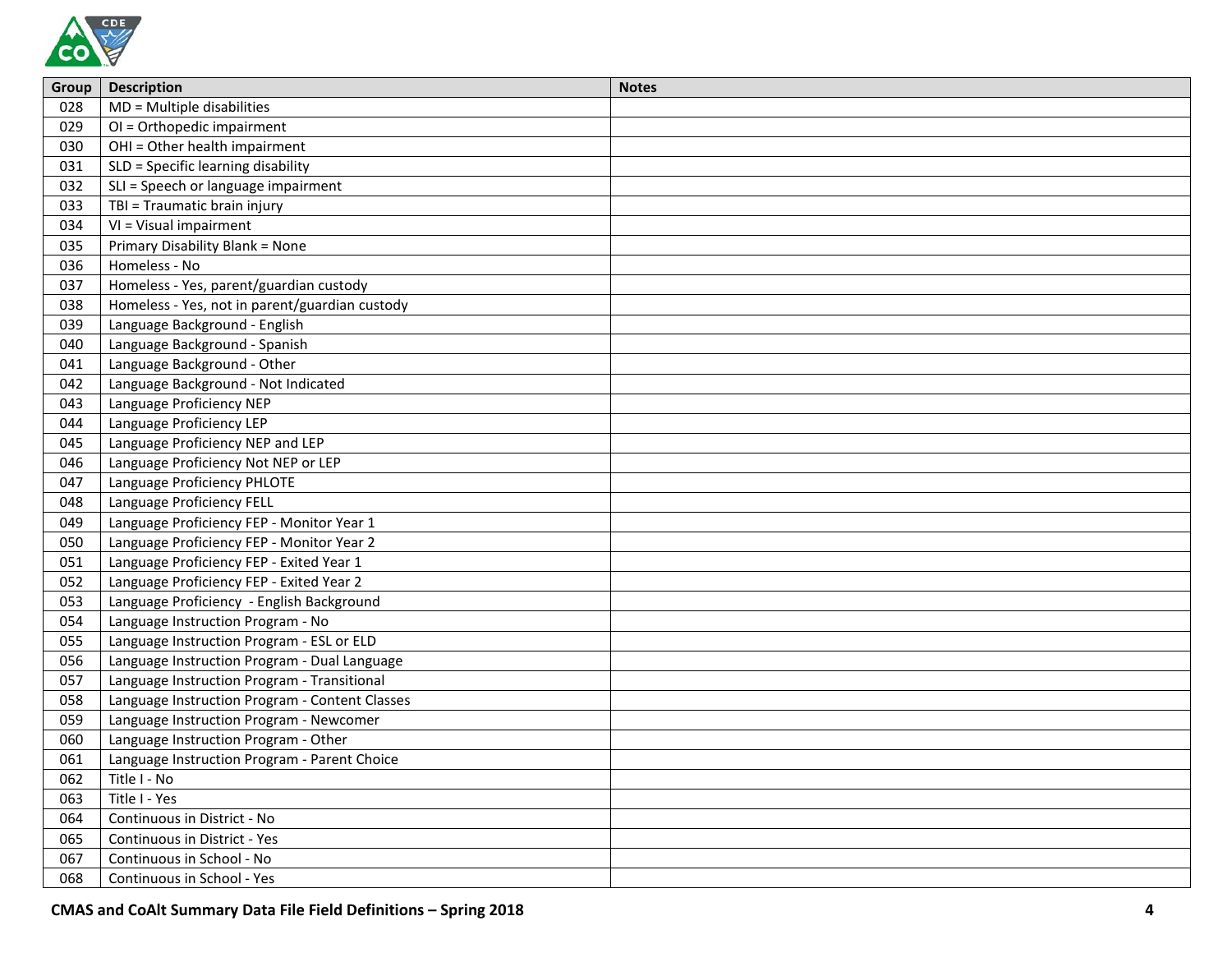| Group | Description | Notes |
| --- | --- | --- |
| 028 | MD = Multiple disabilities | |
| 029 | OI = Orthopedic impairment | |
| 030 | OHI = Other health impairment | |
| 031 | SLD = Specific learning disability | |
| 032 | SLI = Speech or language impairment | |
| 033 | TBI = Traumatic brain injury | |
| 034 | VI = Visual impairment | |
| 035 | Primary Disability Blank = None | |
| 036 | Homeless - No | |
| 037 | Homeless - Yes, parent/guardian custody | |
| 038 | Homeless - Yes, not in parent/guardian custody | |
| 039 | Language Background - English | |
| 040 | Language Background - Spanish | |
| 041 | Language Background - Other | |
| 042 | Language Background - Not Indicated | |
| 043 | Language Proficiency NEP | |
| 044 | Language Proficiency LEP | |
| 045 | Language Proficiency NEP and LEP | |
| 046 | Language Proficiency Not NEP or LEP | |
| 047 | Language Proficiency PHLOTE | |
| 048 | Language Proficiency FELL | |
| 049 | Language Proficiency FEP - Monitor Year 1 | |
| 050 | Language Proficiency FEP - Monitor Year 2 | |
| 051 | Language Proficiency FEP - Exited Year 1 | |
| 052 | Language Proficiency FEP - Exited Year 2 | |
| 053 | Language Proficiency  - English Background | |
| 054 | Language Instruction Program - No | |
| 055 | Language Instruction Program - ESL or ELD | |
| 056 | Language Instruction Program - Dual Language | |
| 057 | Language Instruction Program - Transitional | |
| 058 | Language Instruction Program - Content Classes | |
| 059 | Language Instruction Program - Newcomer | |
| 060 | Language Instruction Program - Other | |
| 061 | Language Instruction Program - Parent Choice | |
| 062 | Title I - No | |
| 063 | Title I - Yes | |
| 064 | Continuous in District - No | |
| 065 | Continuous in District - Yes | |
| 067 | Continuous in School - No | |
| 068 | Continuous in School - Yes | |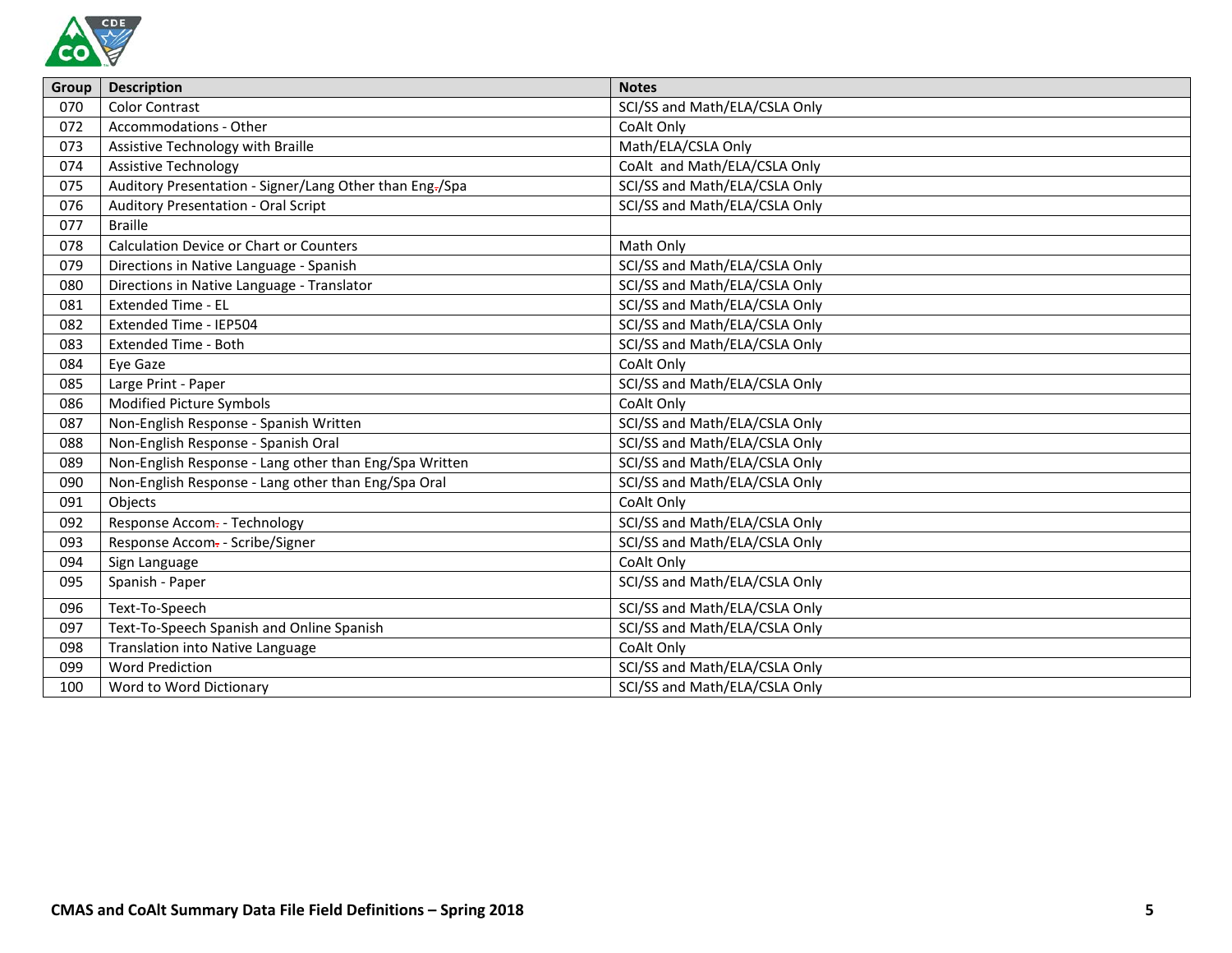| Group | Description | Notes |
|---|---|---|
| 070 | Color Contrast | SCI/SS and Math/ELA/CSLA Only |
| 072 | Accommodations - Other | CoAlt Only |
| 073 | Assistive Technology with Braille | Math/ELA/CSLA Only |
| 074 | Assistive Technology | CoAlt  and Math/ELA/CSLA Only |
| 075 | Auditory Presentation - Signer/Lang Other than Eng./Spa | SCI/SS and Math/ELA/CSLA Only |
| 076 | Auditory Presentation - Oral Script | SCI/SS and Math/ELA/CSLA Only |
| 077 | Braille | |
| 078 | Calculation Device or Chart or Counters | Math Only |
| 079 | Directions in Native Language - Spanish | SCI/SS and Math/ELA/CSLA Only |
| 080 | Directions in Native Language - Translator | SCI/SS and Math/ELA/CSLA Only |
| 081 | Extended Time - EL | SCI/SS and Math/ELA/CSLA Only |
| 082 | Extended Time - IEP504 | SCI/SS and Math/ELA/CSLA Only |
| 083 | Extended Time - Both | SCI/SS and Math/ELA/CSLA Only |
| 084 | Eye Gaze | CoAlt Only |
| 085 | Large Print - Paper | SCI/SS and Math/ELA/CSLA Only |
| 086 | Modified Picture Symbols | CoAlt Only |
| 087 | Non-English Response - Spanish Written | SCI/SS and Math/ELA/CSLA Only |
| 088 | Non-English Response - Spanish Oral | SCI/SS and Math/ELA/CSLA Only |
| 089 | Non-English Response - Lang other than Eng/Spa Written | SCI/SS and Math/ELA/CSLA Only |
| 090 | Non-English Response - Lang other than Eng/Spa Oral | SCI/SS and Math/ELA/CSLA Only |
| 091 | Objects | CoAlt Only |
| 092 | Response Accom. - Technology | SCI/SS and Math/ELA/CSLA Only |
| 093 | Response Accom. - Scribe/Signer | SCI/SS and Math/ELA/CSLA Only |
| 094 | Sign Language | CoAlt Only |
| 095 | Spanish - Paper | SCI/SS and Math/ELA/CSLA Only |
| 096 | Text-To-Speech | SCI/SS and Math/ELA/CSLA Only |
| 097 | Text-To-Speech Spanish and Online Spanish | SCI/SS and Math/ELA/CSLA Only |
| 098 | Translation into Native Language | CoAlt Only |
| 099 | Word Prediction | SCI/SS and Math/ELA/CSLA Only |
| 100 | Word to Word Dictionary | SCI/SS and Math/ELA/CSLA Only |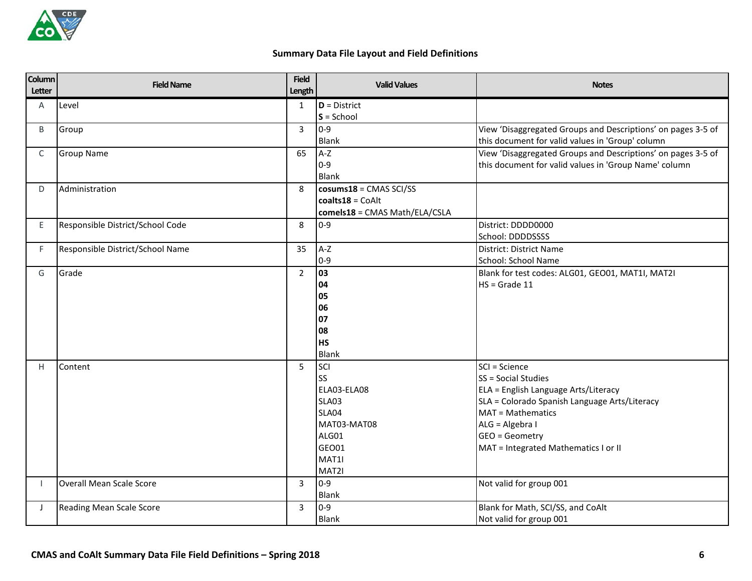## Summary Data File Layout and Field Definitions

| Column Letter | Field Name | Field Length | Valid Values | Notes |
|---|---|---|---|---|
| A | Level | 1 | **D** = District<br>**S** = School | |
| B | Group | 3 | 0-9<br>Blank | View 'Disaggregated Groups and Descriptions' on pages 3-5 of this document for valid values in 'Group' column |
| C | Group Name | 65 | A-Z<br>0-9<br>Blank | View 'Disaggregated Groups and Descriptions' on pages 3-5 of this document for valid values in 'Group Name' column |
| D | Administration | 8 | **cosums18** = CMAS SCI/SS<br>**coalts18** = CoAlt<br>**comels18** = CMAS Math/ELA/CSLA | |
| E | Responsible District/School Code | 8 | 0-9 | District: DDDD0000<br>School: DDDDSSSS |
| F | Responsible District/School Name | 35 | A-Z<br>0-9 | District: District Name<br>School: School Name |
| G | Grade | 2 | **03**<br>**04**<br>**05**<br>**06**<br>**07**<br>**08**<br>**HS**<br>Blank | Blank for test codes: ALG01, GEO01, MAT1I, MAT2I<br>HS = Grade 11 |
| H | Content | 5 | SCI<br>SS<br>ELA03-ELA08<br>SLA03<br>SLA04<br>MAT03-MAT08<br>ALG01<br>GEO01<br>MAT1I<br>MAT2I | SCI = Science<br>SS = Social Studies<br>ELA = English Language Arts/Literacy<br>SLA = Colorado Spanish Language Arts/Literacy<br>MAT = Mathematics<br>ALG = Algebra I<br>GEO = Geometry<br>MAT = Integrated Mathematics I or II |
| I | Overall Mean Scale Score | 3 | 0-9<br>Blank | Not valid for group 001 |
| J | Reading Mean Scale Score | 3 | 0-9<br>Blank | Blank for Math, SCI/SS, and CoAlt<br>Not valid for group 001 |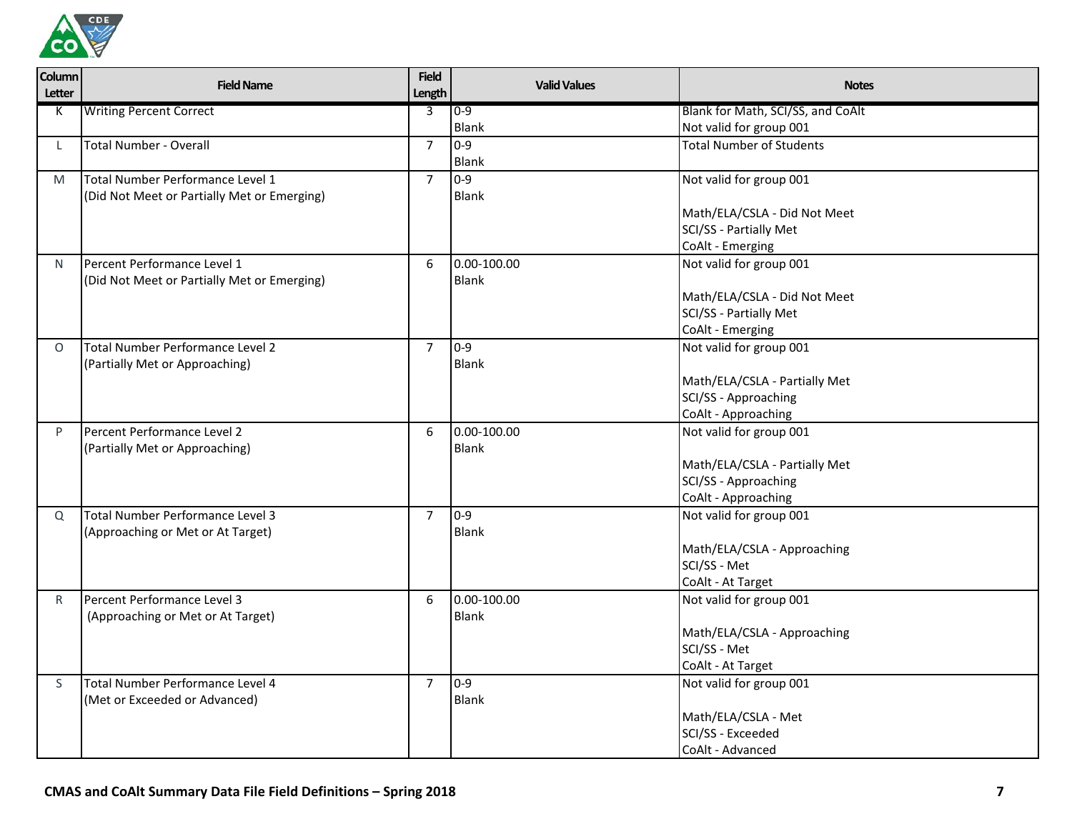| Column Letter | Field Name | Field Length | Valid Values | Notes |
|---|---|---|---|---|
| K | Writing Percent Correct | 3 | 0-9<br>Blank | Blank for Math, SCI/SS, and CoAlt<br>Not valid for group 001 |
| L | Total Number - Overall | 7 | 0-9<br>Blank | Total Number of Students |
| M | Total Number Performance Level 1<br>(Did Not Meet or Partially Met or Emerging) | 7 | 0-9<br>Blank | Not valid for group 001<br><br>Math/ELA/CSLA - Did Not Meet<br>SCI/SS - Partially Met<br>CoAlt - Emerging |
| N | Percent Performance Level 1<br>(Did Not Meet or Partially Met or Emerging) | 6 | 0.00-100.00<br>Blank | Not valid for group 001<br><br>Math/ELA/CSLA - Did Not Meet<br>SCI/SS - Partially Met<br>CoAlt - Emerging |
| O | Total Number Performance Level 2<br>(Partially Met or Approaching) | 7 | 0-9<br>Blank | Not valid for group 001<br><br>Math/ELA/CSLA - Partially Met<br>SCI/SS - Approaching<br>CoAlt - Approaching |
| P | Percent Performance Level 2<br>(Partially Met or Approaching) | 6 | 0.00-100.00<br>Blank | Not valid for group 001<br><br>Math/ELA/CSLA - Partially Met<br>SCI/SS - Approaching<br>CoAlt - Approaching |
| Q | Total Number Performance Level 3<br>(Approaching or Met or At Target) | 7 | 0-9<br>Blank | Not valid for group 001<br><br>Math/ELA/CSLA - Approaching<br>SCI/SS - Met<br>CoAlt - At Target |
| R | Percent Performance Level 3<br>(Approaching or Met or At Target) | 6 | 0.00-100.00<br>Blank | Not valid for group 001<br><br>Math/ELA/CSLA - Approaching<br>SCI/SS - Met<br>CoAlt - At Target |
| S | Total Number Performance Level 4<br>(Met or Exceeded or Advanced) | 7 | 0-9<br>Blank | Not valid for group 001<br><br>Math/ELA/CSLA - Met<br>SCI/SS - Exceeded<br>CoAlt - Advanced |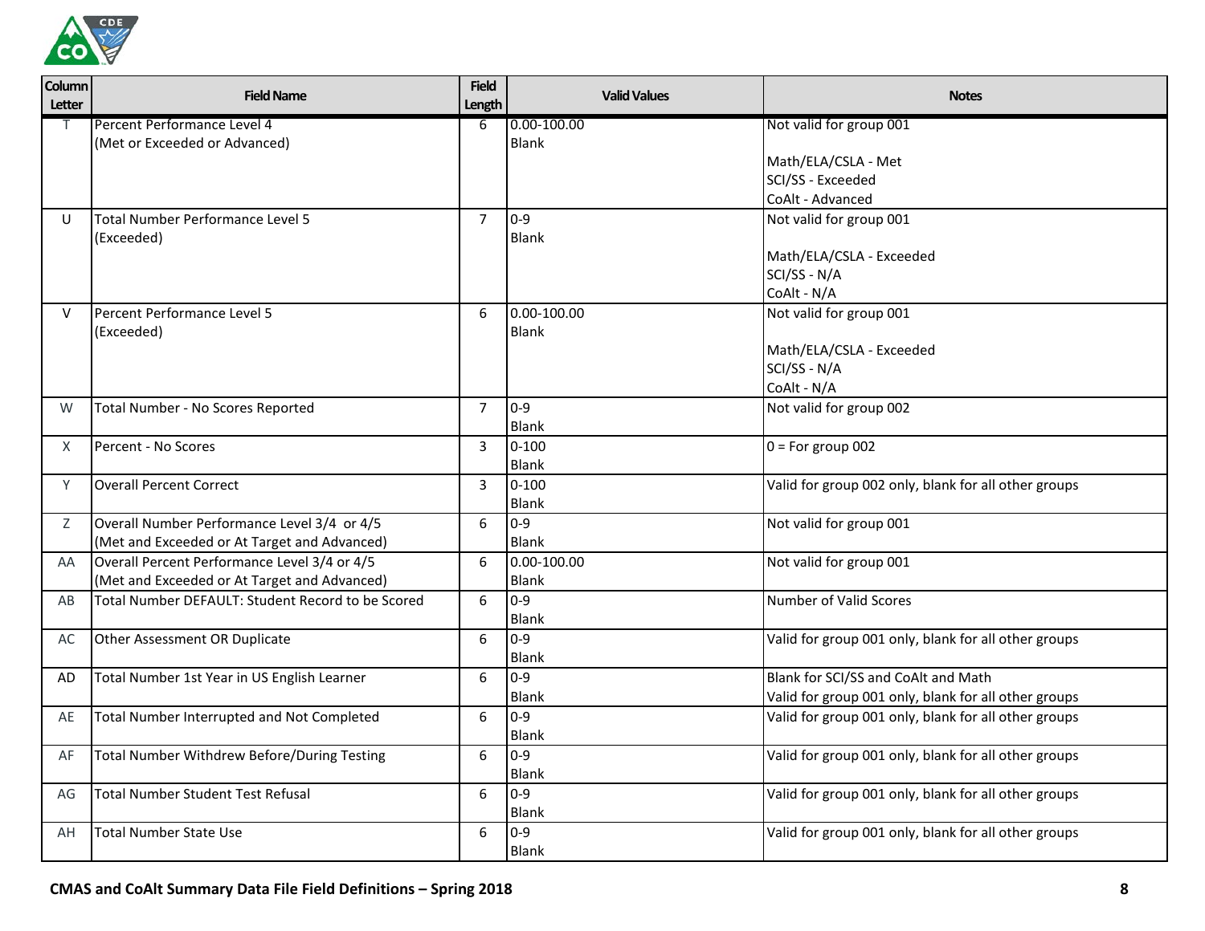| Column Letter | Field Name | Field Length | Valid Values | Notes |
|---|---|---|---|---|
| T | Percent Performance Level 4<br>(Met or Exceeded or Advanced) | 6 | 0.00-100.00<br>Blank | Not valid for group 001<br><br>Math/ELA/CSLA - Met<br>SCI/SS - Exceeded<br>CoAlt - Advanced |
| U | Total Number Performance Level 5<br>(Exceeded) | 7 | 0-9<br>Blank | Not valid for group 001<br><br>Math/ELA/CSLA - Exceeded<br>SCI/SS - N/A<br>CoAlt - N/A |
| V | Percent Performance Level 5<br>(Exceeded) | 6 | 0.00-100.00<br>Blank | Not valid for group 001<br><br>Math/ELA/CSLA - Exceeded<br>SCI/SS - N/A<br>CoAlt - N/A |
| W | Total Number - No Scores Reported | 7 | 0-9<br>Blank | Not valid for group 002 |
| X | Percent - No Scores | 3 | 0-100<br>Blank | 0 = For group 002 |
| Y | Overall Percent Correct | 3 | 0-100<br>Blank | Valid for group 002 only, blank for all other groups |
| Z | Overall Number Performance Level 3/4 or 4/5<br>(Met and Exceeded or At Target and Advanced) | 6 | 0-9<br>Blank | Not valid for group 001 |
| AA | Overall Percent Performance Level 3/4 or 4/5<br>(Met and Exceeded or At Target and Advanced) | 6 | 0.00-100.00<br>Blank | Not valid for group 001 |
| AB | Total Number DEFAULT: Student Record to be Scored | 6 | 0-9<br>Blank | Number of Valid Scores |
| AC | Other Assessment OR Duplicate | 6 | 0-9<br>Blank | Valid for group 001 only, blank for all other groups |
| AD | Total Number 1st Year in US English Learner | 6 | 0-9<br>Blank | Blank for SCI/SS and CoAlt and Math<br>Valid for group 001 only, blank for all other groups |
| AE | Total Number Interrupted and Not Completed | 6 | 0-9<br>Blank | Valid for group 001 only, blank for all other groups |
| AF | Total Number Withdrew Before/During Testing | 6 | 0-9<br>Blank | Valid for group 001 only, blank for all other groups |
| AG | Total Number Student Test Refusal | 6 | 0-9<br>Blank | Valid for group 001 only, blank for all other groups |
| AH | Total Number State Use | 6 | 0-9<br>Blank | Valid for group 001 only, blank for all other groups |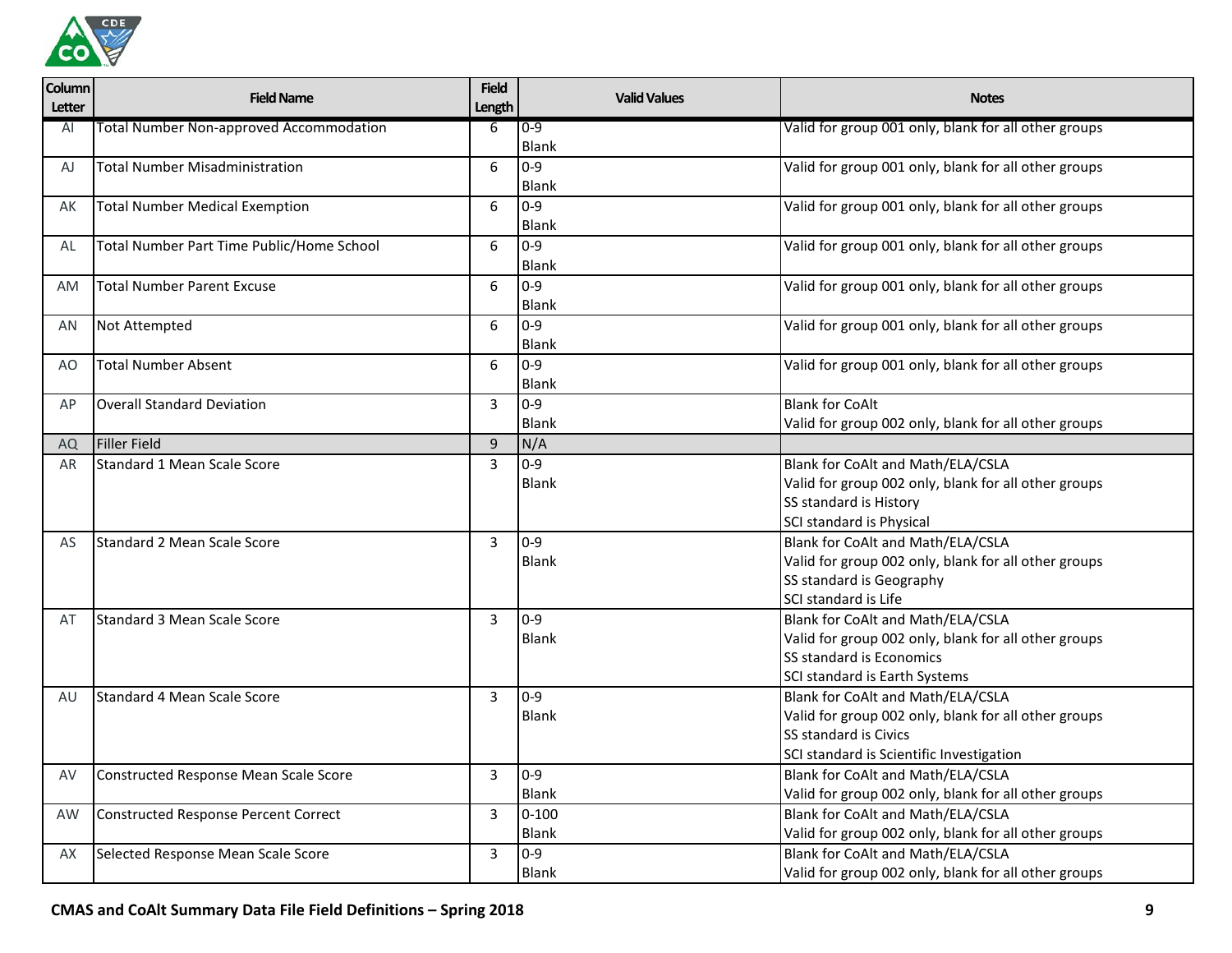| Column Letter | Field Name | Field Length | Valid Values | Notes |
|---|---|---|---|---|
| AI | Total Number Non-approved Accommodation | 6 | 0-9<br>Blank | Valid for group 001 only, blank for all other groups |
| AJ | Total Number Misadministration | 6 | 0-9<br>Blank | Valid for group 001 only, blank for all other groups |
| AK | Total Number Medical Exemption | 6 | 0-9<br>Blank | Valid for group 001 only, blank for all other groups |
| AL | Total Number Part Time Public/Home School | 6 | 0-9<br>Blank | Valid for group 001 only, blank for all other groups |
| AM | Total Number Parent Excuse | 6 | 0-9<br>Blank | Valid for group 001 only, blank for all other groups |
| AN | Not Attempted | 6 | 0-9<br>Blank | Valid for group 001 only, blank for all other groups |
| AO | Total Number Absent | 6 | 0-9<br>Blank | Valid for group 001 only, blank for all other groups |
| AP | Overall Standard Deviation | 3 | 0-9<br>Blank | Blank for CoAlt<br>Valid for group 002 only, blank for all other groups |
| AQ | Filler Field | 9 | N/A | |
| AR | Standard 1 Mean Scale Score | 3 | 0-9<br>Blank | Blank for CoAlt and Math/ELA/CSLA<br>Valid for group 002 only, blank for all other groups<br>SS standard is History<br>SCI standard is Physical |
| AS | Standard 2 Mean Scale Score | 3 | 0-9<br>Blank | Blank for CoAlt and Math/ELA/CSLA<br>Valid for group 002 only, blank for all other groups<br>SS standard is Geography<br>SCI standard is Life |
| AT | Standard 3 Mean Scale Score | 3 | 0-9<br>Blank | Blank for CoAlt and Math/ELA/CSLA<br>Valid for group 002 only, blank for all other groups<br>SS standard is Economics<br>SCI standard is Earth Systems |
| AU | Standard 4 Mean Scale Score | 3 | 0-9<br>Blank | Blank for CoAlt and Math/ELA/CSLA<br>Valid for group 002 only, blank for all other groups<br>SS standard is Civics<br>SCI standard is Scientific Investigation |
| AV | Constructed Response Mean Scale Score | 3 | 0-9<br>Blank | Blank for CoAlt and Math/ELA/CSLA<br>Valid for group 002 only, blank for all other groups |
| AW | Constructed Response Percent Correct | 3 | 0-100<br>Blank | Blank for CoAlt and Math/ELA/CSLA<br>Valid for group 002 only, blank for all other groups |
| AX | Selected Response Mean Scale Score | 3 | 0-9<br>Blank | Blank for CoAlt and Math/ELA/CSLA<br>Valid for group 002 only, blank for all other groups |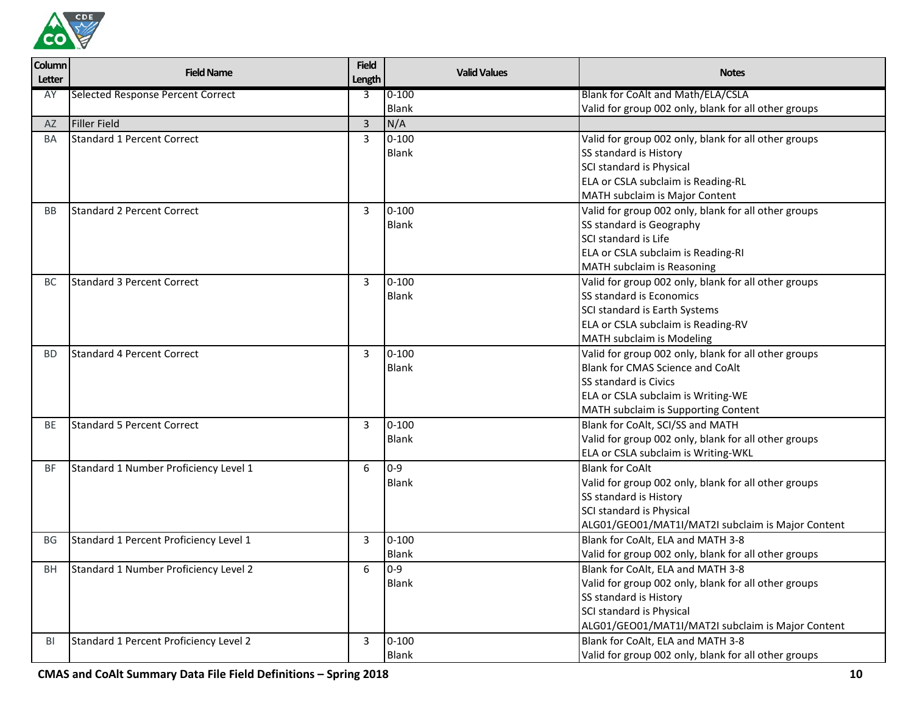| Column Letter | Field Name | Field Length | Valid Values | Notes |
|---|---|---|---|---|
| AY | Selected Response Percent Correct | 3 | 0-100<br>Blank | Blank for CoAlt and Math/ELA/CSLA<br>Valid for group 002 only, blank for all other groups |
| AZ | Filler Field | 3 | N/A | |
| BA | Standard 1 Percent Correct | 3 | 0-100<br>Blank | Valid for group 002 only, blank for all other groups<br>SS standard is History<br>SCI standard is Physical<br>ELA or CSLA subclaim is Reading-RL<br>MATH subclaim is Major Content |
| BB | Standard 2 Percent Correct | 3 | 0-100<br>Blank | Valid for group 002 only, blank for all other groups<br>SS standard is Geography<br>SCI standard is Life<br>ELA or CSLA subclaim is Reading-RI<br>MATH subclaim is Reasoning |
| BC | Standard 3 Percent Correct | 3 | 0-100<br>Blank | Valid for group 002 only, blank for all other groups<br>SS standard is Economics<br>SCI standard is Earth Systems<br>ELA or CSLA subclaim is Reading-RV<br>MATH subclaim is Modeling |
| BD | Standard 4 Percent Correct | 3 | 0-100<br>Blank | Valid for group 002 only, blank for all other groups<br>Blank for CMAS Science and CoAlt<br>SS standard is Civics<br>ELA or CSLA subclaim is Writing-WE<br>MATH subclaim is Supporting Content |
| BE | Standard 5 Percent Correct | 3 | 0-100<br>Blank | Blank for CoAlt, SCI/SS and MATH<br>Valid for group 002 only, blank for all other groups<br>ELA or CSLA subclaim is Writing-WKL |
| BF | Standard 1 Number Proficiency Level 1 | 6 | 0-9<br>Blank | Blank for CoAlt<br>Valid for group 002 only, blank for all other groups<br>SS standard is History<br>SCI standard is Physical<br>ALG01/GEO01/MAT1I/MAT2I subclaim is Major Content |
| BG | Standard 1 Percent Proficiency Level 1 | 3 | 0-100<br>Blank | Blank for CoAlt, ELA and MATH 3-8<br>Valid for group 002 only, blank for all other groups |
| BH | Standard 1 Number Proficiency Level 2 | 6 | 0-9<br>Blank | Blank for CoAlt, ELA and MATH 3-8<br>Valid for group 002 only, blank for all other groups<br>SS standard is History<br>SCI standard is Physical<br>ALG01/GEO01/MAT1I/MAT2I subclaim is Major Content |
| BI | Standard 1 Percent Proficiency Level 2 | 3 | 0-100<br>Blank | Blank for CoAlt, ELA and MATH 3-8<br>Valid for group 002 only, blank for all other groups |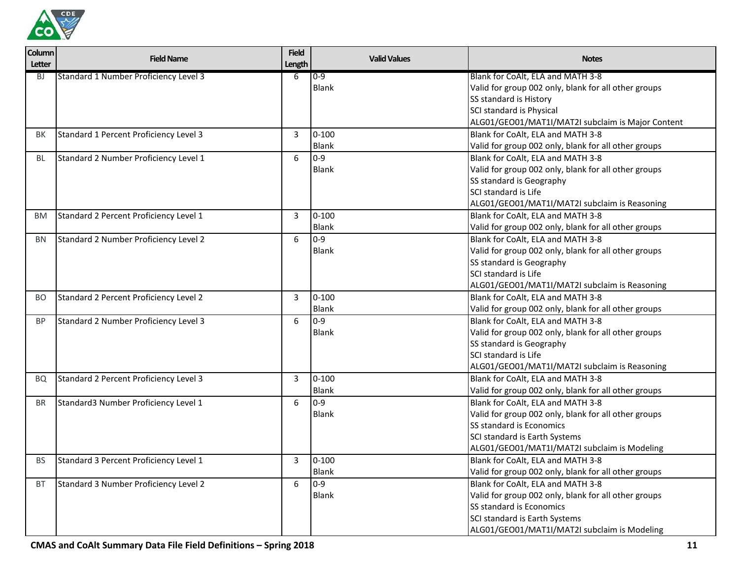| Column Letter | Field Name | Field Length | Valid Values | Notes |
|---|---|---|---|---|
| BJ | Standard 1 Number Proficiency Level 3 | 6 | 0-9<br>Blank | Blank for CoAlt, ELA and MATH 3-8<br>Valid for group 002 only, blank for all other groups<br>SS standard is History<br>SCI standard is Physical<br>ALG01/GEO01/MAT1I/MAT2I subclaim is Major Content |
| BK | Standard 1 Percent Proficiency Level 3 | 3 | 0-100<br>Blank | Blank for CoAlt, ELA and MATH 3-8<br>Valid for group 002 only, blank for all other groups |
| BL | Standard 2 Number Proficiency Level 1 | 6 | 0-9<br>Blank | Blank for CoAlt, ELA and MATH 3-8<br>Valid for group 002 only, blank for all other groups<br>SS standard is Geography<br>SCI standard is Life<br>ALG01/GEO01/MAT1I/MAT2I subclaim is Reasoning |
| BM | Standard 2 Percent Proficiency Level 1 | 3 | 0-100<br>Blank | Blank for CoAlt, ELA and MATH 3-8<br>Valid for group 002 only, blank for all other groups |
| BN | Standard 2 Number Proficiency Level 2 | 6 | 0-9<br>Blank | Blank for CoAlt, ELA and MATH 3-8<br>Valid for group 002 only, blank for all other groups<br>SS standard is Geography<br>SCI standard is Life<br>ALG01/GEO01/MAT1I/MAT2I subclaim is Reasoning |
| BO | Standard 2 Percent Proficiency Level 2 | 3 | 0-100<br>Blank | Blank for CoAlt, ELA and MATH 3-8<br>Valid for group 002 only, blank for all other groups |
| BP | Standard 2 Number Proficiency Level 3 | 6 | 0-9<br>Blank | Blank for CoAlt, ELA and MATH 3-8<br>Valid for group 002 only, blank for all other groups<br>SS standard is Geography<br>SCI standard is Life<br>ALG01/GEO01/MAT1I/MAT2I subclaim is Reasoning |
| BQ | Standard 2 Percent Proficiency Level 3 | 3 | 0-100<br>Blank | Blank for CoAlt, ELA and MATH 3-8<br>Valid for group 002 only, blank for all other groups |
| BR | Standard3 Number Proficiency Level 1 | 6 | 0-9<br>Blank | Blank for CoAlt, ELA and MATH 3-8<br>Valid for group 002 only, blank for all other groups<br>SS standard is Economics<br>SCI standard is Earth Systems<br>ALG01/GEO01/MAT1I/MAT2I subclaim is Modeling |
| BS | Standard 3 Percent Proficiency Level 1 | 3 | 0-100<br>Blank | Blank for CoAlt, ELA and MATH 3-8<br>Valid for group 002 only, blank for all other groups |
| BT | Standard 3 Number Proficiency Level 2 | 6 | 0-9<br>Blank | Blank for CoAlt, ELA and MATH 3-8<br>Valid for group 002 only, blank for all other groups<br>SS standard is Economics<br>SCI standard is Earth Systems<br>ALG01/GEO01/MAT1I/MAT2I subclaim is Modeling |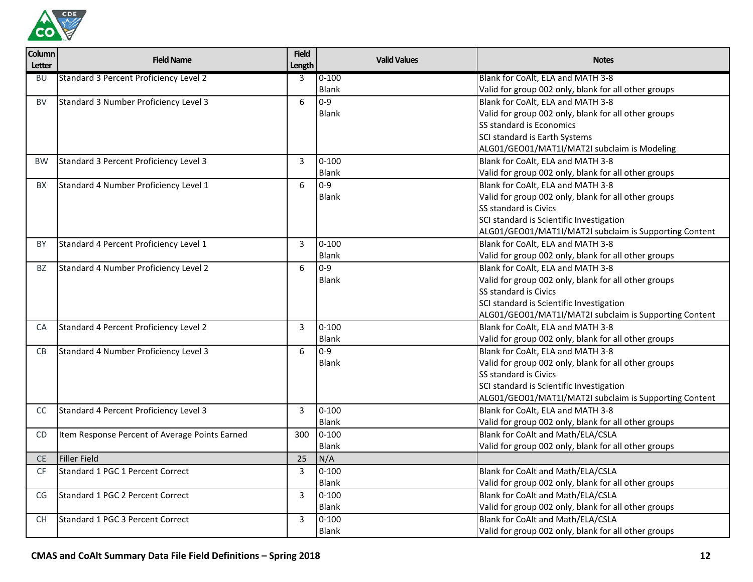| Column Letter | Field Name | Field Length | Valid Values | Notes |
|---|---|---|---|---|
| BU | Standard 3 Percent Proficiency Level 2 | 3 | 0-100<br>Blank | Blank for CoAlt, ELA and MATH 3-8<br>Valid for group 002 only, blank for all other groups |
| BV | Standard 3 Number Proficiency Level 3 | 6 | 0-9<br>Blank | Blank for CoAlt, ELA and MATH 3-8<br>Valid for group 002 only, blank for all other groups<br>SS standard is Economics<br>SCI standard is Earth Systems<br>ALG01/GEO01/MAT1I/MAT2I subclaim is Modeling |
| BW | Standard 3 Percent Proficiency Level 3 | 3 | 0-100<br>Blank | Blank for CoAlt, ELA and MATH 3-8<br>Valid for group 002 only, blank for all other groups |
| BX | Standard 4 Number Proficiency Level 1 | 6 | 0-9<br>Blank | Blank for CoAlt, ELA and MATH 3-8<br>Valid for group 002 only, blank for all other groups<br>SS standard is Civics<br>SCI standard is Scientific Investigation<br>ALG01/GEO01/MAT1I/MAT2I subclaim is Supporting Content |
| BY | Standard 4 Percent Proficiency Level 1 | 3 | 0-100<br>Blank | Blank for CoAlt, ELA and MATH 3-8<br>Valid for group 002 only, blank for all other groups |
| BZ | Standard 4 Number Proficiency Level 2 | 6 | 0-9<br>Blank | Blank for CoAlt, ELA and MATH 3-8<br>Valid for group 002 only, blank for all other groups<br>SS standard is Civics<br>SCI standard is Scientific Investigation<br>ALG01/GEO01/MAT1I/MAT2I subclaim is Supporting Content |
| CA | Standard 4 Percent Proficiency Level 2 | 3 | 0-100<br>Blank | Blank for CoAlt, ELA and MATH 3-8<br>Valid for group 002 only, blank for all other groups |
| CB | Standard 4 Number Proficiency Level 3 | 6 | 0-9<br>Blank | Blank for CoAlt, ELA and MATH 3-8<br>Valid for group 002 only, blank for all other groups<br>SS standard is Civics<br>SCI standard is Scientific Investigation<br>ALG01/GEO01/MAT1I/MAT2I subclaim is Supporting Content |
| CC | Standard 4 Percent Proficiency Level 3 | 3 | 0-100<br>Blank | Blank for CoAlt, ELA and MATH 3-8<br>Valid for group 002 only, blank for all other groups |
| CD | Item Response Percent of Average Points Earned | 300 | 0-100<br>Blank | Blank for CoAlt and Math/ELA/CSLA<br>Valid for group 002 only, blank for all other groups |
| CE | Filler Field | 25 | N/A | |
| CF | Standard 1 PGC 1 Percent Correct | 3 | 0-100<br>Blank | Blank for CoAlt and Math/ELA/CSLA<br>Valid for group 002 only, blank for all other groups |
| CG | Standard 1 PGC 2 Percent Correct | 3 | 0-100<br>Blank | Blank for CoAlt and Math/ELA/CSLA<br>Valid for group 002 only, blank for all other groups |
| CH | Standard 1 PGC 3 Percent Correct | 3 | 0-100<br>Blank | Blank for CoAlt and Math/ELA/CSLA<br>Valid for group 002 only, blank for all other groups |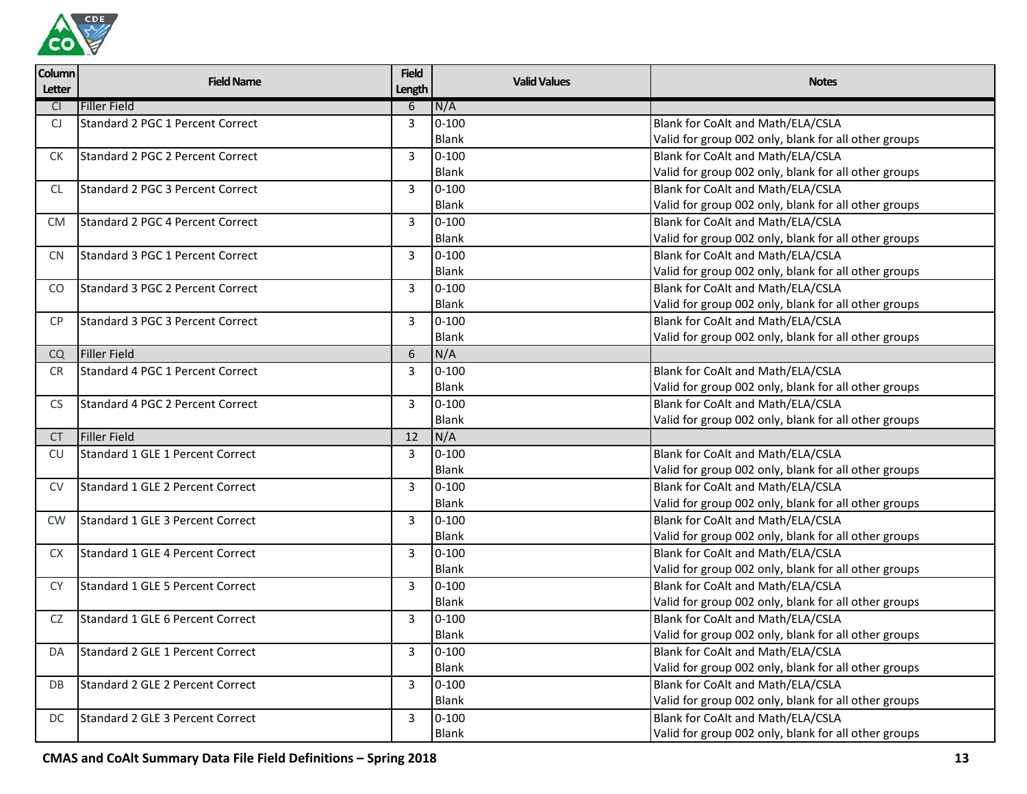| Column Letter | Field Name | Field Length | Valid Values | Notes |
|---|---|---|---|---|
| CI | Filler Field | 6 | N/A | |
| CJ | Standard 2 PGC 1 Percent Correct | 3 | 0-100<br>Blank | Blank for CoAlt and Math/ELA/CSLA<br>Valid for group 002 only, blank for all other groups |
| CK | Standard 2 PGC 2 Percent Correct | 3 | 0-100<br>Blank | Blank for CoAlt and Math/ELA/CSLA<br>Valid for group 002 only, blank for all other groups |
| CL | Standard 2 PGC 3 Percent Correct | 3 | 0-100<br>Blank | Blank for CoAlt and Math/ELA/CSLA<br>Valid for group 002 only, blank for all other groups |
| CM | Standard 2 PGC 4 Percent Correct | 3 | 0-100<br>Blank | Blank for CoAlt and Math/ELA/CSLA<br>Valid for group 002 only, blank for all other groups |
| CN | Standard 3 PGC 1 Percent Correct | 3 | 0-100<br>Blank | Blank for CoAlt and Math/ELA/CSLA<br>Valid for group 002 only, blank for all other groups |
| CO | Standard 3 PGC 2 Percent Correct | 3 | 0-100<br>Blank | Blank for CoAlt and Math/ELA/CSLA<br>Valid for group 002 only, blank for all other groups |
| CP | Standard 3 PGC 3 Percent Correct | 3 | 0-100<br>Blank | Blank for CoAlt and Math/ELA/CSLA<br>Valid for group 002 only, blank for all other groups |
| CQ | Filler Field | 6 | N/A | |
| CR | Standard 4 PGC 1 Percent Correct | 3 | 0-100<br>Blank | Blank for CoAlt and Math/ELA/CSLA<br>Valid for group 002 only, blank for all other groups |
| CS | Standard 4 PGC 2 Percent Correct | 3 | 0-100<br>Blank | Blank for CoAlt and Math/ELA/CSLA<br>Valid for group 002 only, blank for all other groups |
| CT | Filler Field | 12 | N/A | |
| CU | Standard 1 GLE 1 Percent Correct | 3 | 0-100<br>Blank | Blank for CoAlt and Math/ELA/CSLA<br>Valid for group 002 only, blank for all other groups |
| CV | Standard 1 GLE 2 Percent Correct | 3 | 0-100<br>Blank | Blank for CoAlt and Math/ELA/CSLA<br>Valid for group 002 only, blank for all other groups |
| CW | Standard 1 GLE 3 Percent Correct | 3 | 0-100<br>Blank | Blank for CoAlt and Math/ELA/CSLA<br>Valid for group 002 only, blank for all other groups |
| CX | Standard 1 GLE 4 Percent Correct | 3 | 0-100<br>Blank | Blank for CoAlt and Math/ELA/CSLA<br>Valid for group 002 only, blank for all other groups |
| CY | Standard 1 GLE 5 Percent Correct | 3 | 0-100<br>Blank | Blank for CoAlt and Math/ELA/CSLA<br>Valid for group 002 only, blank for all other groups |
| CZ | Standard 1 GLE 6 Percent Correct | 3 | 0-100<br>Blank | Blank for CoAlt and Math/ELA/CSLA<br>Valid for group 002 only, blank for all other groups |
| DA | Standard 2 GLE 1 Percent Correct | 3 | 0-100<br>Blank | Blank for CoAlt and Math/ELA/CSLA<br>Valid for group 002 only, blank for all other groups |
| DB | Standard 2 GLE 2 Percent Correct | 3 | 0-100<br>Blank | Blank for CoAlt and Math/ELA/CSLA<br>Valid for group 002 only, blank for all other groups |
| DC | Standard 2 GLE 3 Percent Correct | 3 | 0-100<br>Blank | Blank for CoAlt and Math/ELA/CSLA<br>Valid for group 002 only, blank for all other groups |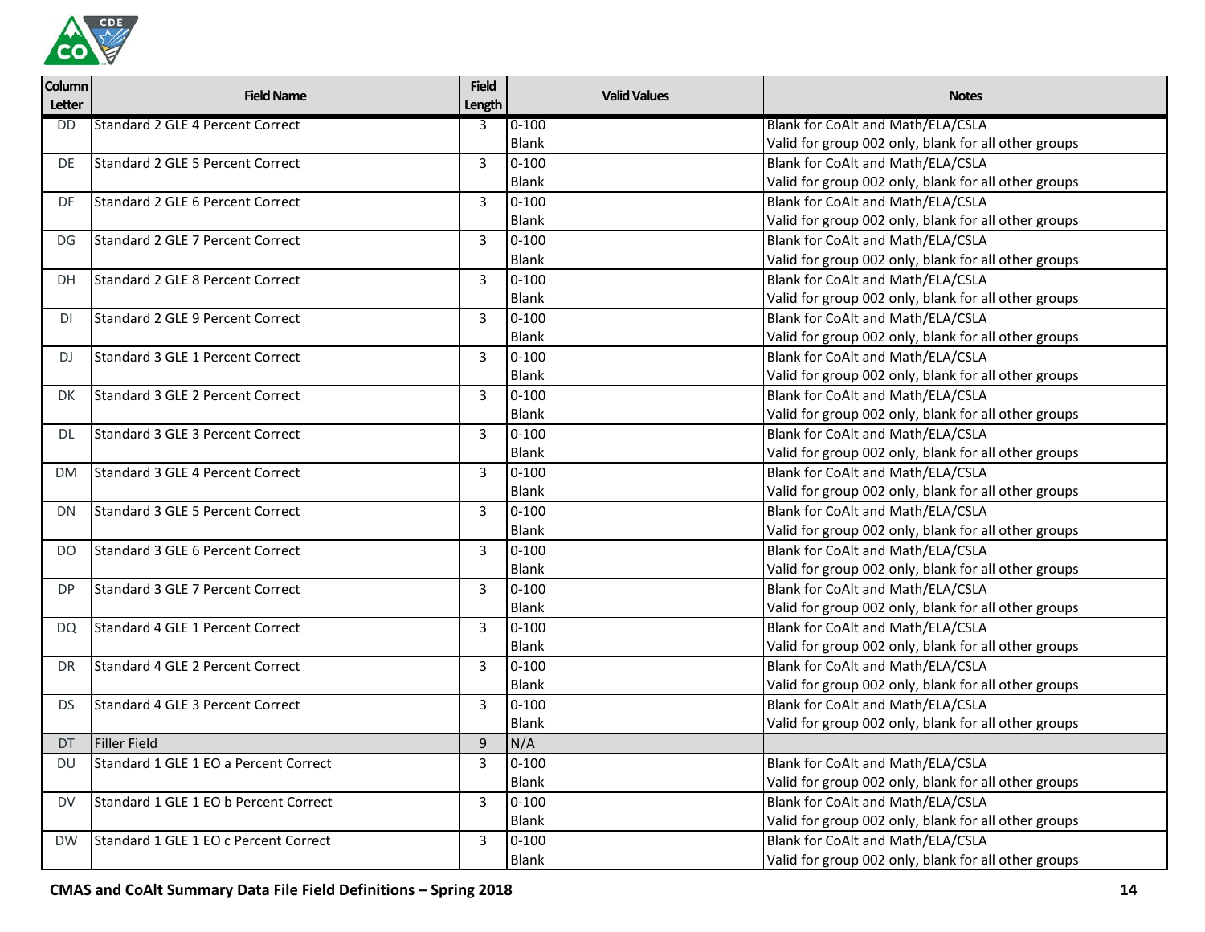| Column Letter | Field Name | Field Length | Valid Values | Notes |
|---|---|---|---|---|
| DD | Standard 2 GLE 4 Percent Correct | 3 | 0-100<br>Blank | Blank for CoAlt and Math/ELA/CSLA<br>Valid for group 002 only, blank for all other groups |
| DE | Standard 2 GLE 5 Percent Correct | 3 | 0-100<br>Blank | Blank for CoAlt and Math/ELA/CSLA<br>Valid for group 002 only, blank for all other groups |
| DF | Standard 2 GLE 6 Percent Correct | 3 | 0-100<br>Blank | Blank for CoAlt and Math/ELA/CSLA<br>Valid for group 002 only, blank for all other groups |
| DG | Standard 2 GLE 7 Percent Correct | 3 | 0-100<br>Blank | Blank for CoAlt and Math/ELA/CSLA<br>Valid for group 002 only, blank for all other groups |
| DH | Standard 2 GLE 8 Percent Correct | 3 | 0-100<br>Blank | Blank for CoAlt and Math/ELA/CSLA<br>Valid for group 002 only, blank for all other groups |
| DI | Standard 2 GLE 9 Percent Correct | 3 | 0-100<br>Blank | Blank for CoAlt and Math/ELA/CSLA<br>Valid for group 002 only, blank for all other groups |
| DJ | Standard 3 GLE 1 Percent Correct | 3 | 0-100<br>Blank | Blank for CoAlt and Math/ELA/CSLA<br>Valid for group 002 only, blank for all other groups |
| DK | Standard 3 GLE 2 Percent Correct | 3 | 0-100<br>Blank | Blank for CoAlt and Math/ELA/CSLA<br>Valid for group 002 only, blank for all other groups |
| DL | Standard 3 GLE 3 Percent Correct | 3 | 0-100<br>Blank | Blank for CoAlt and Math/ELA/CSLA<br>Valid for group 002 only, blank for all other groups |
| DM | Standard 3 GLE 4 Percent Correct | 3 | 0-100<br>Blank | Blank for CoAlt and Math/ELA/CSLA<br>Valid for group 002 only, blank for all other groups |
| DN | Standard 3 GLE 5 Percent Correct | 3 | 0-100<br>Blank | Blank for CoAlt and Math/ELA/CSLA<br>Valid for group 002 only, blank for all other groups |
| DO | Standard 3 GLE 6 Percent Correct | 3 | 0-100<br>Blank | Blank for CoAlt and Math/ELA/CSLA<br>Valid for group 002 only, blank for all other groups |
| DP | Standard 3 GLE 7 Percent Correct | 3 | 0-100<br>Blank | Blank for CoAlt and Math/ELA/CSLA<br>Valid for group 002 only, blank for all other groups |
| DQ | Standard 4 GLE 1 Percent Correct | 3 | 0-100<br>Blank | Blank for CoAlt and Math/ELA/CSLA<br>Valid for group 002 only, blank for all other groups |
| DR | Standard 4 GLE 2 Percent Correct | 3 | 0-100<br>Blank | Blank for CoAlt and Math/ELA/CSLA<br>Valid for group 002 only, blank for all other groups |
| DS | Standard 4 GLE 3 Percent Correct | 3 | 0-100<br>Blank | Blank for CoAlt and Math/ELA/CSLA<br>Valid for group 002 only, blank for all other groups |
| DT | Filler Field | 9 | N/A | |
| DU | Standard 1 GLE 1 EO a Percent Correct | 3 | 0-100<br>Blank | Blank for CoAlt and Math/ELA/CSLA<br>Valid for group 002 only, blank for all other groups |
| DV | Standard 1 GLE 1 EO b Percent Correct | 3 | 0-100<br>Blank | Blank for CoAlt and Math/ELA/CSLA<br>Valid for group 002 only, blank for all other groups |
| DW | Standard 1 GLE 1 EO c Percent Correct | 3 | 0-100<br>Blank | Blank for CoAlt and Math/ELA/CSLA<br>Valid for group 002 only, blank for all other groups |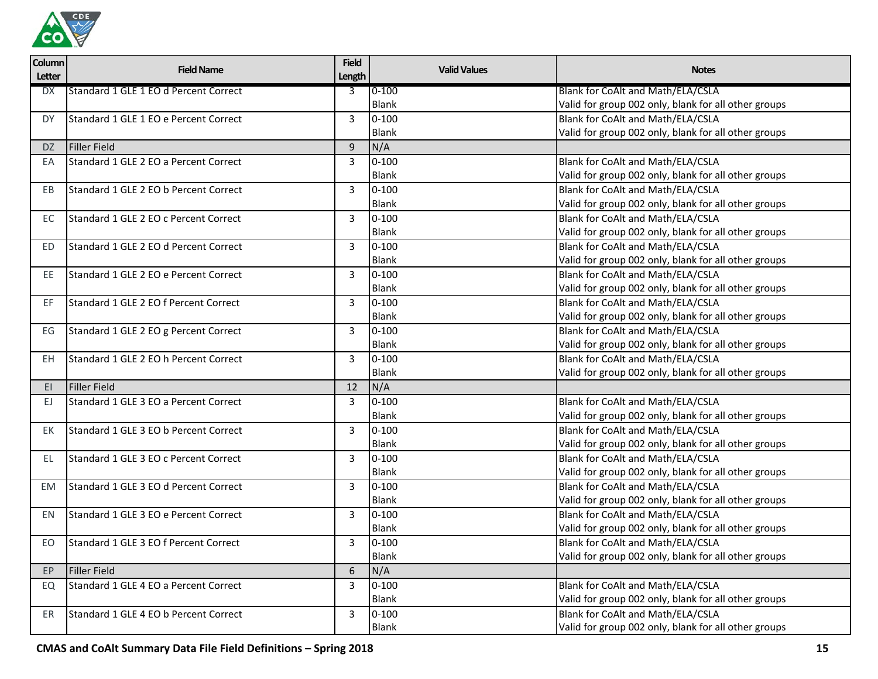| Column Letter | Field Name | Field Length | Valid Values | Notes |
|---|---|---|---|---|
| DX | Standard 1 GLE 1 EO d Percent Correct | 3 | 0-100<br>Blank | Blank for CoAlt and Math/ELA/CSLA<br>Valid for group 002 only, blank for all other groups |
| DY | Standard 1 GLE 1 EO e Percent Correct | 3 | 0-100<br>Blank | Blank for CoAlt and Math/ELA/CSLA<br>Valid for group 002 only, blank for all other groups |
| DZ | Filler Field | 9 | N/A | |
| EA | Standard 1 GLE 2 EO a Percent Correct | 3 | 0-100<br>Blank | Blank for CoAlt and Math/ELA/CSLA<br>Valid for group 002 only, blank for all other groups |
| EB | Standard 1 GLE 2 EO b Percent Correct | 3 | 0-100<br>Blank | Blank for CoAlt and Math/ELA/CSLA<br>Valid for group 002 only, blank for all other groups |
| EC | Standard 1 GLE 2 EO c Percent Correct | 3 | 0-100<br>Blank | Blank for CoAlt and Math/ELA/CSLA<br>Valid for group 002 only, blank for all other groups |
| ED | Standard 1 GLE 2 EO d Percent Correct | 3 | 0-100<br>Blank | Blank for CoAlt and Math/ELA/CSLA<br>Valid for group 002 only, blank for all other groups |
| EE | Standard 1 GLE 2 EO e Percent Correct | 3 | 0-100<br>Blank | Blank for CoAlt and Math/ELA/CSLA<br>Valid for group 002 only, blank for all other groups |
| EF | Standard 1 GLE 2 EO f Percent Correct | 3 | 0-100<br>Blank | Blank for CoAlt and Math/ELA/CSLA<br>Valid for group 002 only, blank for all other groups |
| EG | Standard 1 GLE 2 EO g Percent Correct | 3 | 0-100<br>Blank | Blank for CoAlt and Math/ELA/CSLA<br>Valid for group 002 only, blank for all other groups |
| EH | Standard 1 GLE 2 EO h Percent Correct | 3 | 0-100<br>Blank | Blank for CoAlt and Math/ELA/CSLA<br>Valid for group 002 only, blank for all other groups |
| EI | Filler Field | 12 | N/A | |
| EJ | Standard 1 GLE 3 EO a Percent Correct | 3 | 0-100<br>Blank | Blank for CoAlt and Math/ELA/CSLA<br>Valid for group 002 only, blank for all other groups |
| EK | Standard 1 GLE 3 EO b Percent Correct | 3 | 0-100<br>Blank | Blank for CoAlt and Math/ELA/CSLA<br>Valid for group 002 only, blank for all other groups |
| EL | Standard 1 GLE 3 EO c Percent Correct | 3 | 0-100<br>Blank | Blank for CoAlt and Math/ELA/CSLA<br>Valid for group 002 only, blank for all other groups |
| EM | Standard 1 GLE 3 EO d Percent Correct | 3 | 0-100<br>Blank | Blank for CoAlt and Math/ELA/CSLA<br>Valid for group 002 only, blank for all other groups |
| EN | Standard 1 GLE 3 EO e Percent Correct | 3 | 0-100<br>Blank | Blank for CoAlt and Math/ELA/CSLA<br>Valid for group 002 only, blank for all other groups |
| EO | Standard 1 GLE 3 EO f Percent Correct | 3 | 0-100<br>Blank | Blank for CoAlt and Math/ELA/CSLA<br>Valid for group 002 only, blank for all other groups |
| EP | Filler Field | 6 | N/A | |
| EQ | Standard 1 GLE 4 EO a Percent Correct | 3 | 0-100<br>Blank | Blank for CoAlt and Math/ELA/CSLA<br>Valid for group 002 only, blank for all other groups |
| ER | Standard 1 GLE 4 EO b Percent Correct | 3 | 0-100<br>Blank | Blank for CoAlt and Math/ELA/CSLA<br>Valid for group 002 only, blank for all other groups |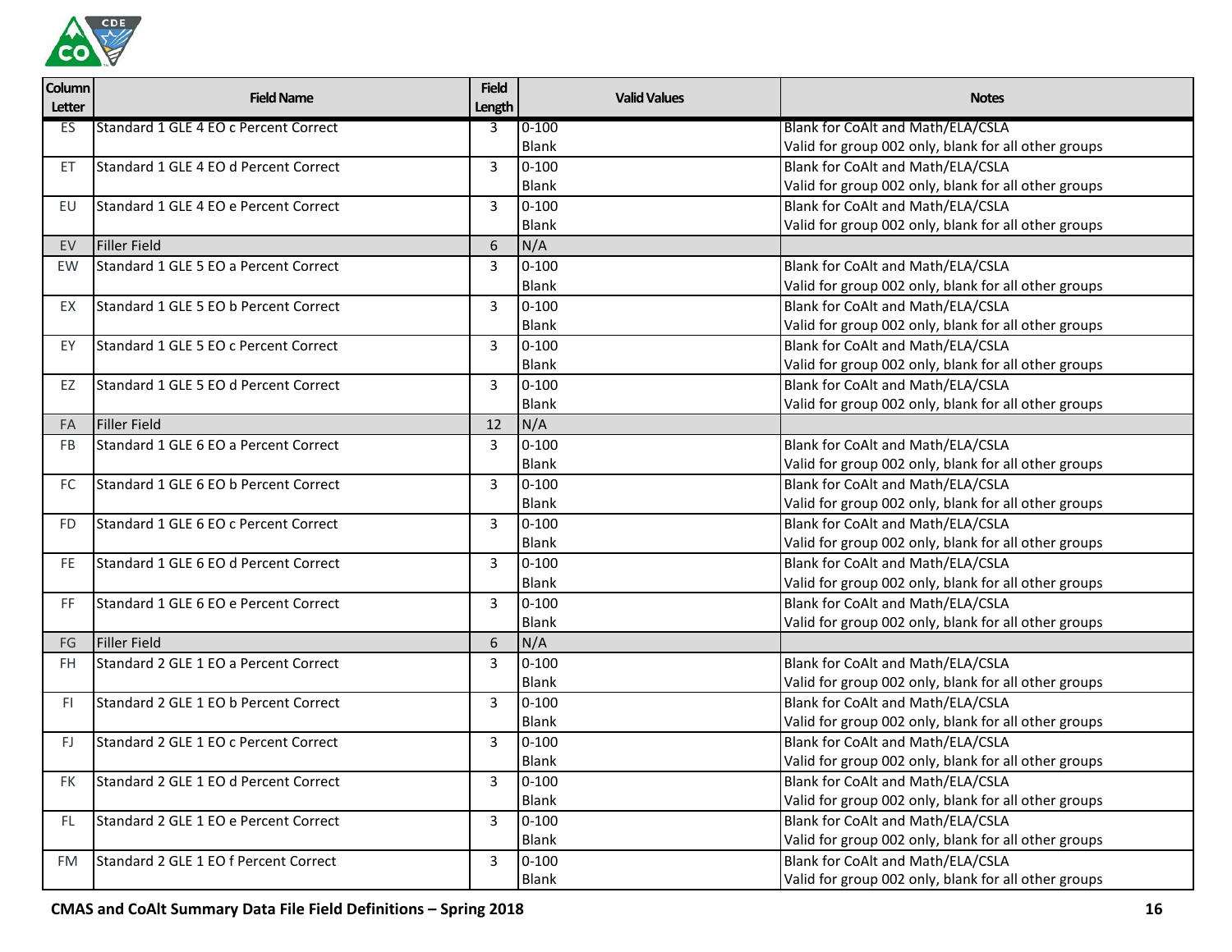| Column Letter | Field Name | Field Length | Valid Values | Notes |
|---|---|---|---|---|
| ES | Standard 1 GLE 4 EO c Percent Correct | 3 | 0-100<br>Blank | Blank for CoAlt and Math/ELA/CSLA<br>Valid for group 002 only, blank for all other groups |
| ET | Standard 1 GLE 4 EO d Percent Correct | 3 | 0-100<br>Blank | Blank for CoAlt and Math/ELA/CSLA<br>Valid for group 002 only, blank for all other groups |
| EU | Standard 1 GLE 4 EO e Percent Correct | 3 | 0-100<br>Blank | Blank for CoAlt and Math/ELA/CSLA<br>Valid for group 002 only, blank for all other groups |
| EV | Filler Field | 6 | N/A | |
| EW | Standard 1 GLE 5 EO a Percent Correct | 3 | 0-100<br>Blank | Blank for CoAlt and Math/ELA/CSLA<br>Valid for group 002 only, blank for all other groups |
| EX | Standard 1 GLE 5 EO b Percent Correct | 3 | 0-100<br>Blank | Blank for CoAlt and Math/ELA/CSLA<br>Valid for group 002 only, blank for all other groups |
| EY | Standard 1 GLE 5 EO c Percent Correct | 3 | 0-100<br>Blank | Blank for CoAlt and Math/ELA/CSLA<br>Valid for group 002 only, blank for all other groups |
| EZ | Standard 1 GLE 5 EO d Percent Correct | 3 | 0-100<br>Blank | Blank for CoAlt and Math/ELA/CSLA<br>Valid for group 002 only, blank for all other groups |
| FA | Filler Field | 12 | N/A | |
| FB | Standard 1 GLE 6 EO a Percent Correct | 3 | 0-100<br>Blank | Blank for CoAlt and Math/ELA/CSLA<br>Valid for group 002 only, blank for all other groups |
| FC | Standard 1 GLE 6 EO b Percent Correct | 3 | 0-100<br>Blank | Blank for CoAlt and Math/ELA/CSLA<br>Valid for group 002 only, blank for all other groups |
| FD | Standard 1 GLE 6 EO c Percent Correct | 3 | 0-100<br>Blank | Blank for CoAlt and Math/ELA/CSLA<br>Valid for group 002 only, blank for all other groups |
| FE | Standard 1 GLE 6 EO d Percent Correct | 3 | 0-100<br>Blank | Blank for CoAlt and Math/ELA/CSLA<br>Valid for group 002 only, blank for all other groups |
| FF | Standard 1 GLE 6 EO e Percent Correct | 3 | 0-100<br>Blank | Blank for CoAlt and Math/ELA/CSLA<br>Valid for group 002 only, blank for all other groups |
| FG | Filler Field | 6 | N/A | |
| FH | Standard 2 GLE 1 EO a Percent Correct | 3 | 0-100<br>Blank | Blank for CoAlt and Math/ELA/CSLA<br>Valid for group 002 only, blank for all other groups |
| FI | Standard 2 GLE 1 EO b Percent Correct | 3 | 0-100<br>Blank | Blank for CoAlt and Math/ELA/CSLA<br>Valid for group 002 only, blank for all other groups |
| FJ | Standard 2 GLE 1 EO c Percent Correct | 3 | 0-100<br>Blank | Blank for CoAlt and Math/ELA/CSLA<br>Valid for group 002 only, blank for all other groups |
| FK | Standard 2 GLE 1 EO d Percent Correct | 3 | 0-100<br>Blank | Blank for CoAlt and Math/ELA/CSLA<br>Valid for group 002 only, blank for all other groups |
| FL | Standard 2 GLE 1 EO e Percent Correct | 3 | 0-100<br>Blank | Blank for CoAlt and Math/ELA/CSLA<br>Valid for group 002 only, blank for all other groups |
| FM | Standard 2 GLE 1 EO f Percent Correct | 3 | 0-100<br>Blank | Blank for CoAlt and Math/ELA/CSLA<br>Valid for group 002 only, blank for all other groups |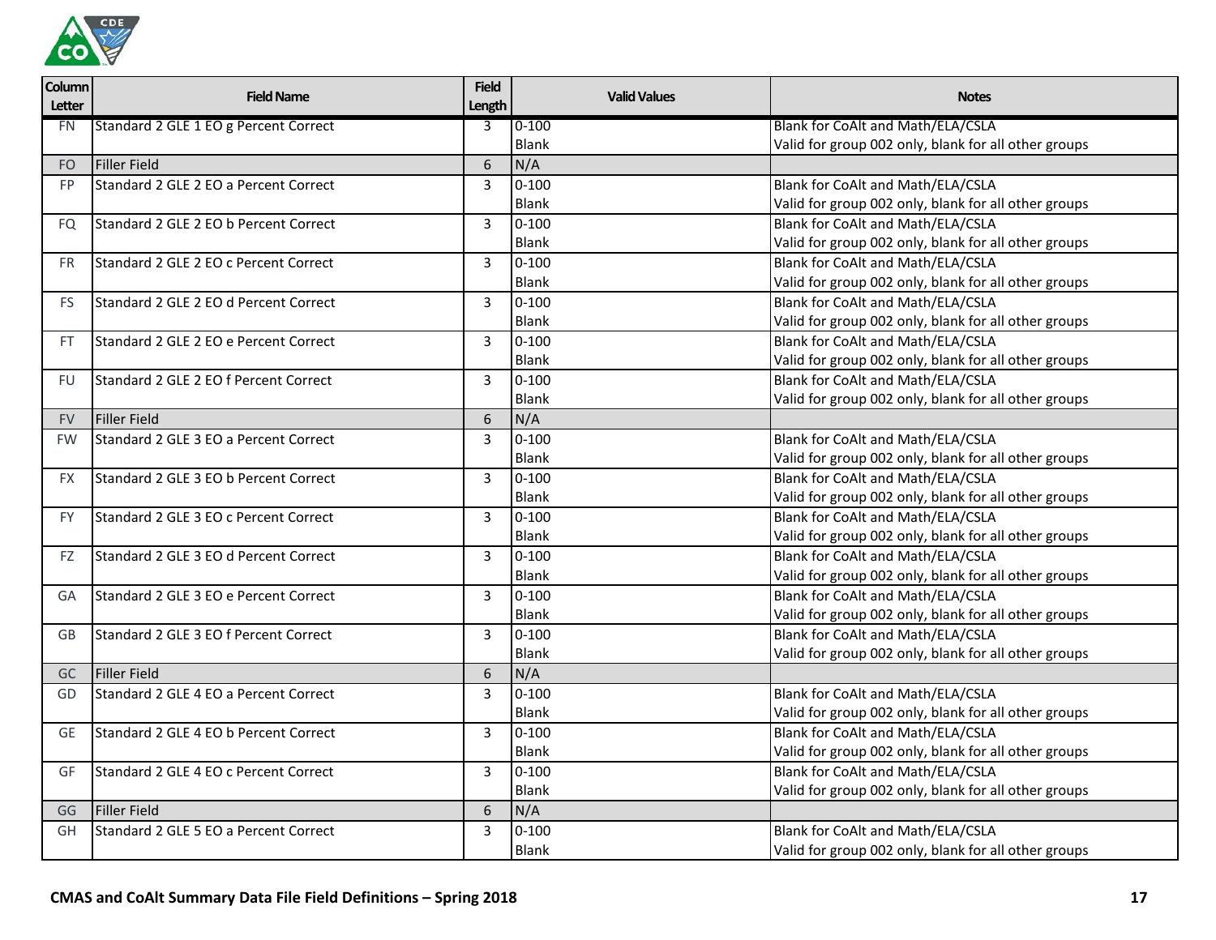| Column Letter | Field Name | Field Length | Valid Values | Notes |
|---|---|---|---|---|
| FN | Standard 2 GLE 1 EO g Percent Correct | 3 | 0-100<br>Blank | Blank for CoAlt and Math/ELA/CSLA<br>Valid for group 002 only, blank for all other groups |
| FO | Filler Field | 6 | N/A | |
| FP | Standard 2 GLE 2 EO a Percent Correct | 3 | 0-100<br>Blank | Blank for CoAlt and Math/ELA/CSLA<br>Valid for group 002 only, blank for all other groups |
| FQ | Standard 2 GLE 2 EO b Percent Correct | 3 | 0-100<br>Blank | Blank for CoAlt and Math/ELA/CSLA<br>Valid for group 002 only, blank for all other groups |
| FR | Standard 2 GLE 2 EO c Percent Correct | 3 | 0-100<br>Blank | Blank for CoAlt and Math/ELA/CSLA<br>Valid for group 002 only, blank for all other groups |
| FS | Standard 2 GLE 2 EO d Percent Correct | 3 | 0-100<br>Blank | Blank for CoAlt and Math/ELA/CSLA<br>Valid for group 002 only, blank for all other groups |
| FT | Standard 2 GLE 2 EO e Percent Correct | 3 | 0-100<br>Blank | Blank for CoAlt and Math/ELA/CSLA<br>Valid for group 002 only, blank for all other groups |
| FU | Standard 2 GLE 2 EO f Percent Correct | 3 | 0-100<br>Blank | Blank for CoAlt and Math/ELA/CSLA<br>Valid for group 002 only, blank for all other groups |
| FV | Filler Field | 6 | N/A | |
| FW | Standard 2 GLE 3 EO a Percent Correct | 3 | 0-100<br>Blank | Blank for CoAlt and Math/ELA/CSLA<br>Valid for group 002 only, blank for all other groups |
| FX | Standard 2 GLE 3 EO b Percent Correct | 3 | 0-100<br>Blank | Blank for CoAlt and Math/ELA/CSLA<br>Valid for group 002 only, blank for all other groups |
| FY | Standard 2 GLE 3 EO c Percent Correct | 3 | 0-100<br>Blank | Blank for CoAlt and Math/ELA/CSLA<br>Valid for group 002 only, blank for all other groups |
| FZ | Standard 2 GLE 3 EO d Percent Correct | 3 | 0-100<br>Blank | Blank for CoAlt and Math/ELA/CSLA<br>Valid for group 002 only, blank for all other groups |
| GA | Standard 2 GLE 3 EO e Percent Correct | 3 | 0-100<br>Blank | Blank for CoAlt and Math/ELA/CSLA<br>Valid for group 002 only, blank for all other groups |
| GB | Standard 2 GLE 3 EO f Percent Correct | 3 | 0-100<br>Blank | Blank for CoAlt and Math/ELA/CSLA<br>Valid for group 002 only, blank for all other groups |
| GC | Filler Field | 6 | N/A | |
| GD | Standard 2 GLE 4 EO a Percent Correct | 3 | 0-100<br>Blank | Blank for CoAlt and Math/ELA/CSLA<br>Valid for group 002 only, blank for all other groups |
| GE | Standard 2 GLE 4 EO b Percent Correct | 3 | 0-100<br>Blank | Blank for CoAlt and Math/ELA/CSLA<br>Valid for group 002 only, blank for all other groups |
| GF | Standard 2 GLE 4 EO c Percent Correct | 3 | 0-100<br>Blank | Blank for CoAlt and Math/ELA/CSLA<br>Valid for group 002 only, blank for all other groups |
| GG | Filler Field | 6 | N/A | |
| GH | Standard 2 GLE 5 EO a Percent Correct | 3 | 0-100<br>Blank | Blank for CoAlt and Math/ELA/CSLA<br>Valid for group 002 only, blank for all other groups |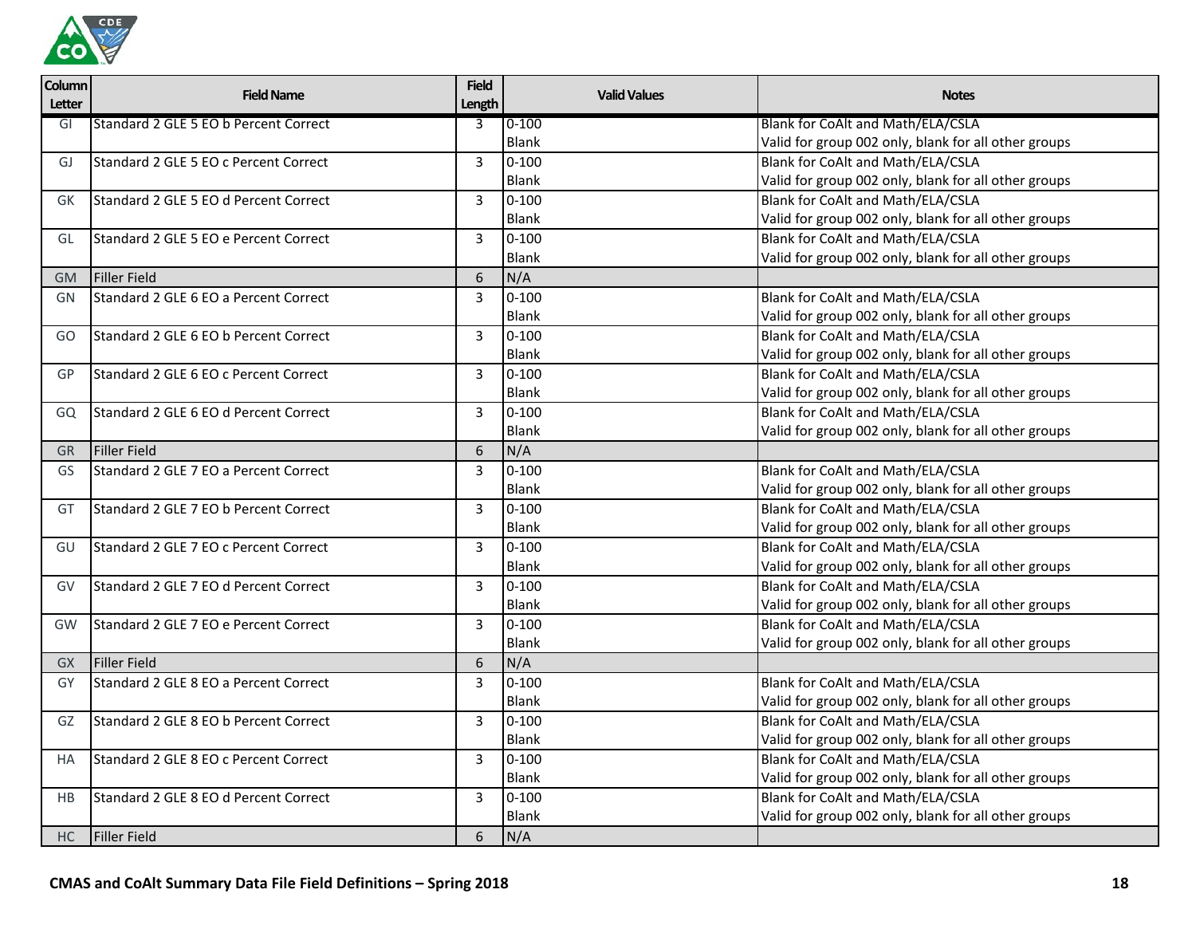| Column Letter | Field Name | Field Length | Valid Values | Notes |
|---|---|---|---|---|
| GI | Standard 2 GLE 5 EO b Percent Correct | 3 | 0-100<br>Blank | Blank for CoAlt and Math/ELA/CSLA<br>Valid for group 002 only, blank for all other groups |
| GJ | Standard 2 GLE 5 EO c Percent Correct | 3 | 0-100<br>Blank | Blank for CoAlt and Math/ELA/CSLA<br>Valid for group 002 only, blank for all other groups |
| GK | Standard 2 GLE 5 EO d Percent Correct | 3 | 0-100<br>Blank | Blank for CoAlt and Math/ELA/CSLA<br>Valid for group 002 only, blank for all other groups |
| GL | Standard 2 GLE 5 EO e Percent Correct | 3 | 0-100<br>Blank | Blank for CoAlt and Math/ELA/CSLA<br>Valid for group 002 only, blank for all other groups |
| GM | Filler Field | 6 | N/A | |
| GN | Standard 2 GLE 6 EO a Percent Correct | 3 | 0-100<br>Blank | Blank for CoAlt and Math/ELA/CSLA<br>Valid for group 002 only, blank for all other groups |
| GO | Standard 2 GLE 6 EO b Percent Correct | 3 | 0-100<br>Blank | Blank for CoAlt and Math/ELA/CSLA<br>Valid for group 002 only, blank for all other groups |
| GP | Standard 2 GLE 6 EO c Percent Correct | 3 | 0-100<br>Blank | Blank for CoAlt and Math/ELA/CSLA<br>Valid for group 002 only, blank for all other groups |
| GQ | Standard 2 GLE 6 EO d Percent Correct | 3 | 0-100<br>Blank | Blank for CoAlt and Math/ELA/CSLA<br>Valid for group 002 only, blank for all other groups |
| GR | Filler Field | 6 | N/A | |
| GS | Standard 2 GLE 7 EO a Percent Correct | 3 | 0-100<br>Blank | Blank for CoAlt and Math/ELA/CSLA<br>Valid for group 002 only, blank for all other groups |
| GT | Standard 2 GLE 7 EO b Percent Correct | 3 | 0-100<br>Blank | Blank for CoAlt and Math/ELA/CSLA<br>Valid for group 002 only, blank for all other groups |
| GU | Standard 2 GLE 7 EO c Percent Correct | 3 | 0-100<br>Blank | Blank for CoAlt and Math/ELA/CSLA<br>Valid for group 002 only, blank for all other groups |
| GV | Standard 2 GLE 7 EO d Percent Correct | 3 | 0-100<br>Blank | Blank for CoAlt and Math/ELA/CSLA<br>Valid for group 002 only, blank for all other groups |
| GW | Standard 2 GLE 7 EO e Percent Correct | 3 | 0-100<br>Blank | Blank for CoAlt and Math/ELA/CSLA<br>Valid for group 002 only, blank for all other groups |
| GX | Filler Field | 6 | N/A | |
| GY | Standard 2 GLE 8 EO a Percent Correct | 3 | 0-100<br>Blank | Blank for CoAlt and Math/ELA/CSLA<br>Valid for group 002 only, blank for all other groups |
| GZ | Standard 2 GLE 8 EO b Percent Correct | 3 | 0-100<br>Blank | Blank for CoAlt and Math/ELA/CSLA<br>Valid for group 002 only, blank for all other groups |
| HA | Standard 2 GLE 8 EO c Percent Correct | 3 | 0-100<br>Blank | Blank for CoAlt and Math/ELA/CSLA<br>Valid for group 002 only, blank for all other groups |
| HB | Standard 2 GLE 8 EO d Percent Correct | 3 | 0-100<br>Blank | Blank for CoAlt and Math/ELA/CSLA<br>Valid for group 002 only, blank for all other groups |
| HC | Filler Field | 6 | N/A | |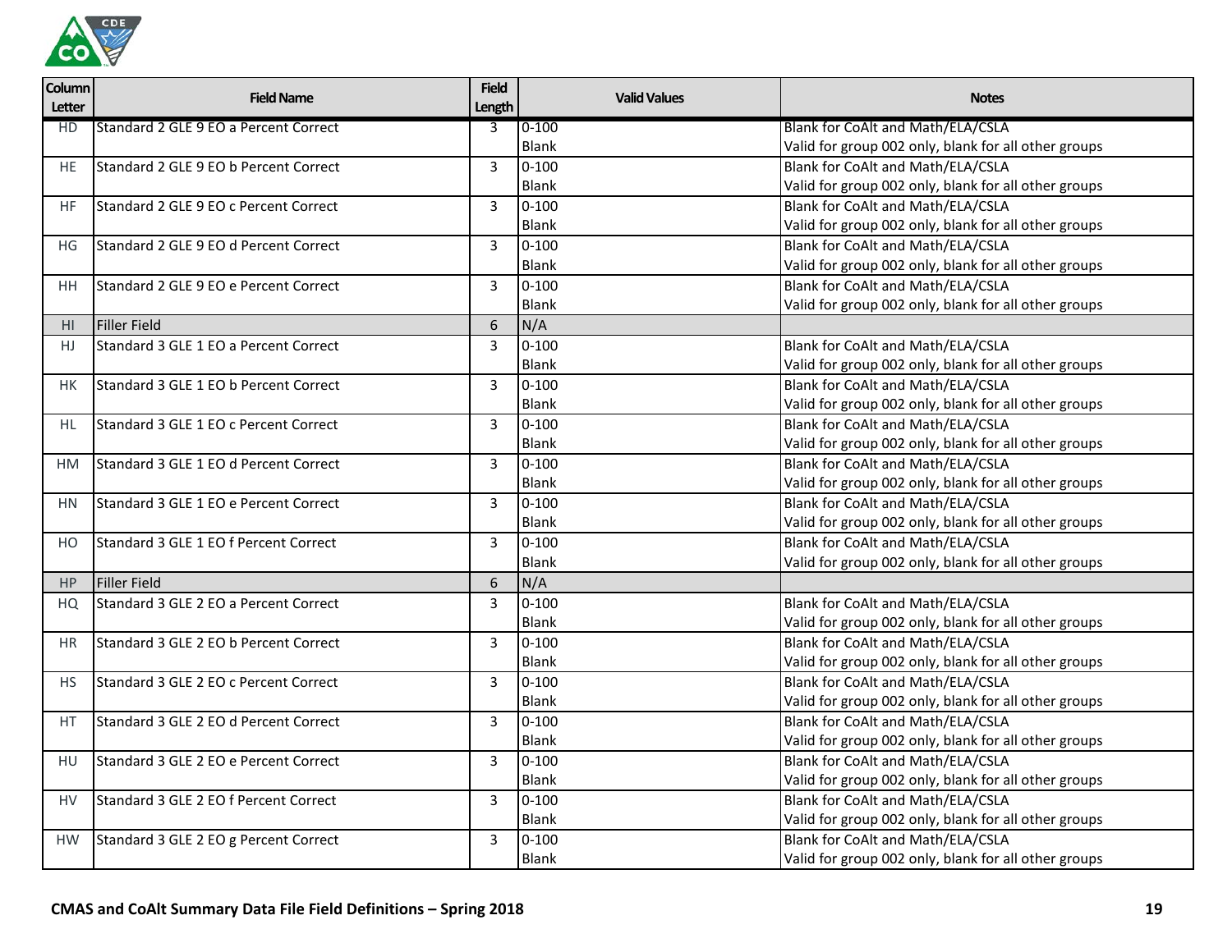| Column Letter | Field Name | Field Length | Valid Values | Notes |
|---|---|---|---|---|
| HD | Standard 2 GLE 9 EO a Percent Correct | 3 | 0-100<br>Blank | Blank for CoAlt and Math/ELA/CSLA<br>Valid for group 002 only, blank for all other groups |
| HE | Standard 2 GLE 9 EO b Percent Correct | 3 | 0-100<br>Blank | Blank for CoAlt and Math/ELA/CSLA<br>Valid for group 002 only, blank for all other groups |
| HF | Standard 2 GLE 9 EO c Percent Correct | 3 | 0-100<br>Blank | Blank for CoAlt and Math/ELA/CSLA<br>Valid for group 002 only, blank for all other groups |
| HG | Standard 2 GLE 9 EO d Percent Correct | 3 | 0-100<br>Blank | Blank for CoAlt and Math/ELA/CSLA<br>Valid for group 002 only, blank for all other groups |
| HH | Standard 2 GLE 9 EO e Percent Correct | 3 | 0-100<br>Blank | Blank for CoAlt and Math/ELA/CSLA<br>Valid for group 002 only, blank for all other groups |
| HI | Filler Field | 6 | N/A | |
| HJ | Standard 3 GLE 1 EO a Percent Correct | 3 | 0-100<br>Blank | Blank for CoAlt and Math/ELA/CSLA<br>Valid for group 002 only, blank for all other groups |
| HK | Standard 3 GLE 1 EO b Percent Correct | 3 | 0-100<br>Blank | Blank for CoAlt and Math/ELA/CSLA<br>Valid for group 002 only, blank for all other groups |
| HL | Standard 3 GLE 1 EO c Percent Correct | 3 | 0-100<br>Blank | Blank for CoAlt and Math/ELA/CSLA<br>Valid for group 002 only, blank for all other groups |
| HM | Standard 3 GLE 1 EO d Percent Correct | 3 | 0-100<br>Blank | Blank for CoAlt and Math/ELA/CSLA<br>Valid for group 002 only, blank for all other groups |
| HN | Standard 3 GLE 1 EO e Percent Correct | 3 | 0-100<br>Blank | Blank for CoAlt and Math/ELA/CSLA<br>Valid for group 002 only, blank for all other groups |
| HO | Standard 3 GLE 1 EO f Percent Correct | 3 | 0-100<br>Blank | Blank for CoAlt and Math/ELA/CSLA<br>Valid for group 002 only, blank for all other groups |
| HP | Filler Field | 6 | N/A | |
| HQ | Standard 3 GLE 2 EO a Percent Correct | 3 | 0-100<br>Blank | Blank for CoAlt and Math/ELA/CSLA<br>Valid for group 002 only, blank for all other groups |
| HR | Standard 3 GLE 2 EO b Percent Correct | 3 | 0-100<br>Blank | Blank for CoAlt and Math/ELA/CSLA<br>Valid for group 002 only, blank for all other groups |
| HS | Standard 3 GLE 2 EO c Percent Correct | 3 | 0-100<br>Blank | Blank for CoAlt and Math/ELA/CSLA<br>Valid for group 002 only, blank for all other groups |
| HT | Standard 3 GLE 2 EO d Percent Correct | 3 | 0-100<br>Blank | Blank for CoAlt and Math/ELA/CSLA<br>Valid for group 002 only, blank for all other groups |
| HU | Standard 3 GLE 2 EO e Percent Correct | 3 | 0-100<br>Blank | Blank for CoAlt and Math/ELA/CSLA<br>Valid for group 002 only, blank for all other groups |
| HV | Standard 3 GLE 2 EO f Percent Correct | 3 | 0-100<br>Blank | Blank for CoAlt and Math/ELA/CSLA<br>Valid for group 002 only, blank for all other groups |
| HW | Standard 3 GLE 2 EO g Percent Correct | 3 | 0-100<br>Blank | Blank for CoAlt and Math/ELA/CSLA<br>Valid for group 002 only, blank for all other groups |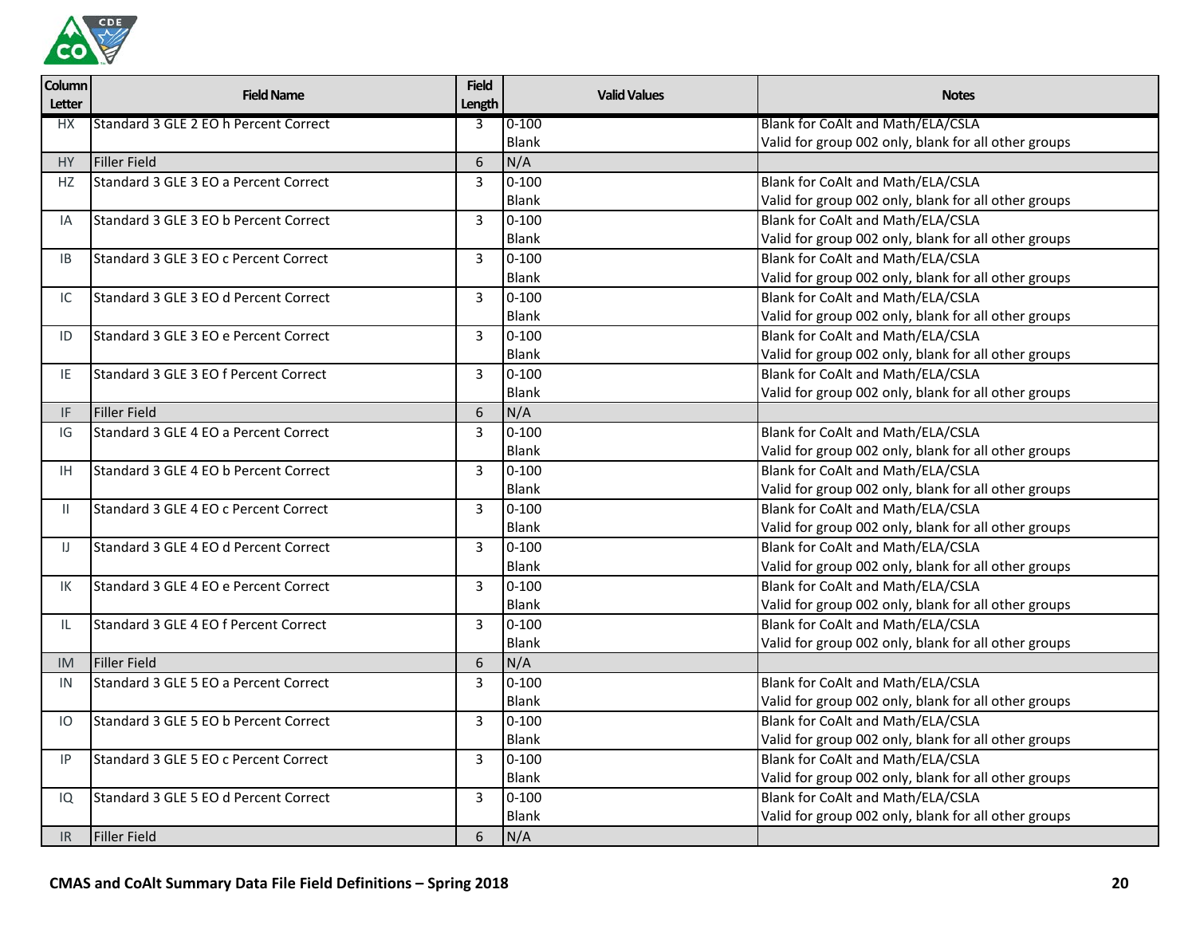| Column Letter | Field Name | Field Length | Valid Values | Notes |
|---|---|---|---|---|
| HX | Standard 3 GLE 2 EO h Percent Correct | 3 | 0-100<br>Blank | Blank for CoAlt and Math/ELA/CSLA<br>Valid for group 002 only, blank for all other groups |
| HY | Filler Field | 6 | N/A | |
| HZ | Standard 3 GLE 3 EO a Percent Correct | 3 | 0-100<br>Blank | Blank for CoAlt and Math/ELA/CSLA<br>Valid for group 002 only, blank for all other groups |
| IA | Standard 3 GLE 3 EO b Percent Correct | 3 | 0-100<br>Blank | Blank for CoAlt and Math/ELA/CSLA<br>Valid for group 002 only, blank for all other groups |
| IB | Standard 3 GLE 3 EO c Percent Correct | 3 | 0-100<br>Blank | Blank for CoAlt and Math/ELA/CSLA<br>Valid for group 002 only, blank for all other groups |
| IC | Standard 3 GLE 3 EO d Percent Correct | 3 | 0-100<br>Blank | Blank for CoAlt and Math/ELA/CSLA<br>Valid for group 002 only, blank for all other groups |
| ID | Standard 3 GLE 3 EO e Percent Correct | 3 | 0-100<br>Blank | Blank for CoAlt and Math/ELA/CSLA<br>Valid for group 002 only, blank for all other groups |
| IE | Standard 3 GLE 3 EO f Percent Correct | 3 | 0-100<br>Blank | Blank for CoAlt and Math/ELA/CSLA<br>Valid for group 002 only, blank for all other groups |
| IF | Filler Field | 6 | N/A | |
| IG | Standard 3 GLE 4 EO a Percent Correct | 3 | 0-100<br>Blank | Blank for CoAlt and Math/ELA/CSLA<br>Valid for group 002 only, blank for all other groups |
| IH | Standard 3 GLE 4 EO b Percent Correct | 3 | 0-100<br>Blank | Blank for CoAlt and Math/ELA/CSLA<br>Valid for group 002 only, blank for all other groups |
| II | Standard 3 GLE 4 EO c Percent Correct | 3 | 0-100<br>Blank | Blank for CoAlt and Math/ELA/CSLA<br>Valid for group 002 only, blank for all other groups |
| IJ | Standard 3 GLE 4 EO d Percent Correct | 3 | 0-100<br>Blank | Blank for CoAlt and Math/ELA/CSLA<br>Valid for group 002 only, blank for all other groups |
| IK | Standard 3 GLE 4 EO e Percent Correct | 3 | 0-100<br>Blank | Blank for CoAlt and Math/ELA/CSLA<br>Valid for group 002 only, blank for all other groups |
| IL | Standard 3 GLE 4 EO f Percent Correct | 3 | 0-100<br>Blank | Blank for CoAlt and Math/ELA/CSLA<br>Valid for group 002 only, blank for all other groups |
| IM | Filler Field | 6 | N/A | |
| IN | Standard 3 GLE 5 EO a Percent Correct | 3 | 0-100<br>Blank | Blank for CoAlt and Math/ELA/CSLA<br>Valid for group 002 only, blank for all other groups |
| IO | Standard 3 GLE 5 EO b Percent Correct | 3 | 0-100<br>Blank | Blank for CoAlt and Math/ELA/CSLA<br>Valid for group 002 only, blank for all other groups |
| IP | Standard 3 GLE 5 EO c Percent Correct | 3 | 0-100<br>Blank | Blank for CoAlt and Math/ELA/CSLA<br>Valid for group 002 only, blank for all other groups |
| IQ | Standard 3 GLE 5 EO d Percent Correct | 3 | 0-100<br>Blank | Blank for CoAlt and Math/ELA/CSLA<br>Valid for group 002 only, blank for all other groups |
| IR | Filler Field | 6 | N/A | |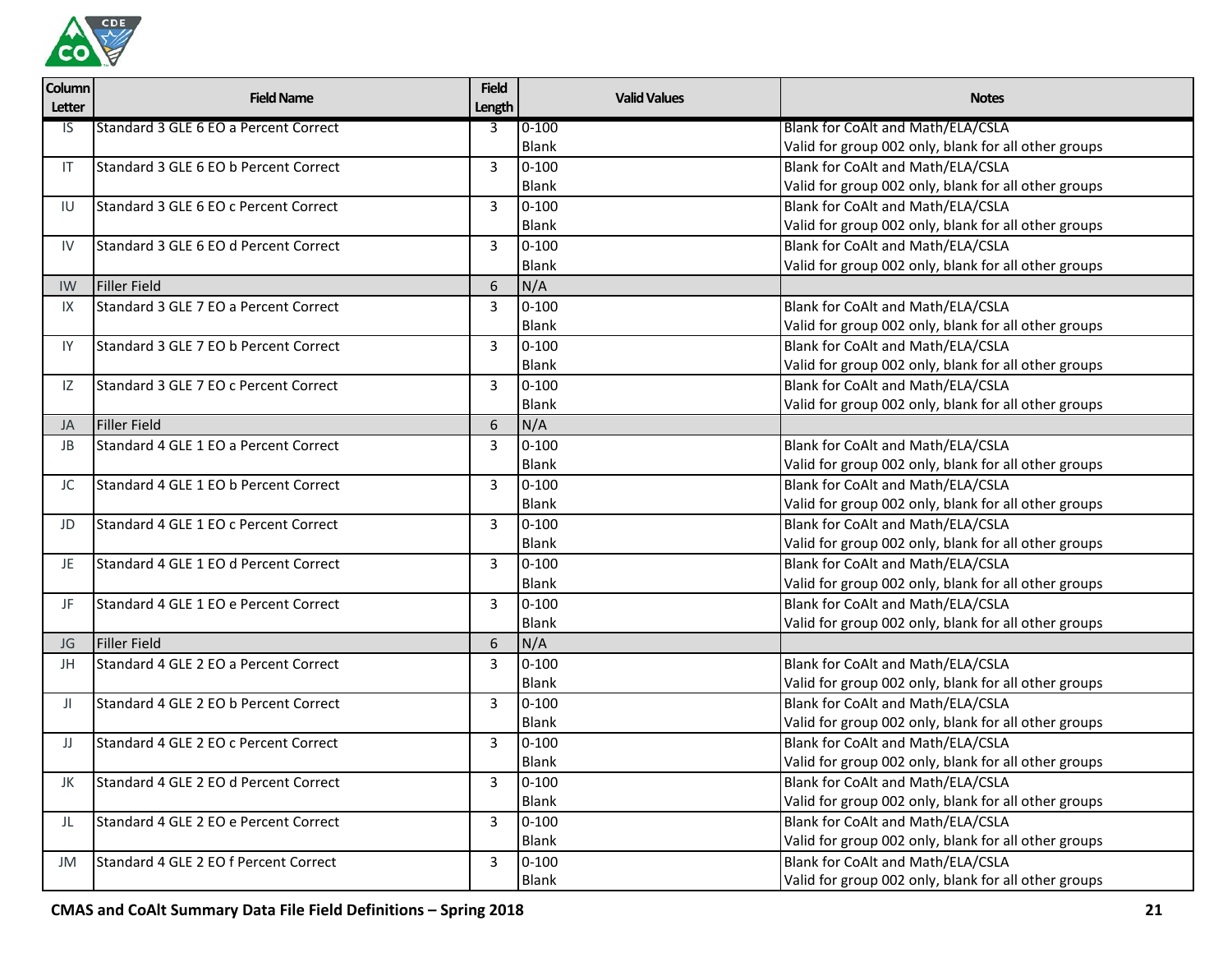| Column Letter | Field Name | Field Length | Valid Values | Notes |
|---|---|---|---|---|
| IS | Standard 3 GLE 6 EO a Percent Correct | 3 | 0-100<br>Blank | Blank for CoAlt and Math/ELA/CSLA<br>Valid for group 002 only, blank for all other groups |
| IT | Standard 3 GLE 6 EO b Percent Correct | 3 | 0-100<br>Blank | Blank for CoAlt and Math/ELA/CSLA<br>Valid for group 002 only, blank for all other groups |
| IU | Standard 3 GLE 6 EO c Percent Correct | 3 | 0-100<br>Blank | Blank for CoAlt and Math/ELA/CSLA<br>Valid for group 002 only, blank for all other groups |
| IV | Standard 3 GLE 6 EO d Percent Correct | 3 | 0-100<br>Blank | Blank for CoAlt and Math/ELA/CSLA<br>Valid for group 002 only, blank for all other groups |
| IW | Filler Field | 6 | N/A | |
| IX | Standard 3 GLE 7 EO a Percent Correct | 3 | 0-100<br>Blank | Blank for CoAlt and Math/ELA/CSLA<br>Valid for group 002 only, blank for all other groups |
| IY | Standard 3 GLE 7 EO b Percent Correct | 3 | 0-100<br>Blank | Blank for CoAlt and Math/ELA/CSLA<br>Valid for group 002 only, blank for all other groups |
| IZ | Standard 3 GLE 7 EO c Percent Correct | 3 | 0-100<br>Blank | Blank for CoAlt and Math/ELA/CSLA<br>Valid for group 002 only, blank for all other groups |
| JA | Filler Field | 6 | N/A | |
| JB | Standard 4 GLE 1 EO a Percent Correct | 3 | 0-100<br>Blank | Blank for CoAlt and Math/ELA/CSLA<br>Valid for group 002 only, blank for all other groups |
| JC | Standard 4 GLE 1 EO b Percent Correct | 3 | 0-100<br>Blank | Blank for CoAlt and Math/ELA/CSLA<br>Valid for group 002 only, blank for all other groups |
| JD | Standard 4 GLE 1 EO c Percent Correct | 3 | 0-100<br>Blank | Blank for CoAlt and Math/ELA/CSLA<br>Valid for group 002 only, blank for all other groups |
| JE | Standard 4 GLE 1 EO d Percent Correct | 3 | 0-100<br>Blank | Blank for CoAlt and Math/ELA/CSLA<br>Valid for group 002 only, blank for all other groups |
| JF | Standard 4 GLE 1 EO e Percent Correct | 3 | 0-100<br>Blank | Blank for CoAlt and Math/ELA/CSLA<br>Valid for group 002 only, blank for all other groups |
| JG | Filler Field | 6 | N/A | |
| JH | Standard 4 GLE 2 EO a Percent Correct | 3 | 0-100<br>Blank | Blank for CoAlt and Math/ELA/CSLA<br>Valid for group 002 only, blank for all other groups |
| JI | Standard 4 GLE 2 EO b Percent Correct | 3 | 0-100<br>Blank | Blank for CoAlt and Math/ELA/CSLA<br>Valid for group 002 only, blank for all other groups |
| JJ | Standard 4 GLE 2 EO c Percent Correct | 3 | 0-100<br>Blank | Blank for CoAlt and Math/ELA/CSLA<br>Valid for group 002 only, blank for all other groups |
| JK | Standard 4 GLE 2 EO d Percent Correct | 3 | 0-100<br>Blank | Blank for CoAlt and Math/ELA/CSLA<br>Valid for group 002 only, blank for all other groups |
| JL | Standard 4 GLE 2 EO e Percent Correct | 3 | 0-100<br>Blank | Blank for CoAlt and Math/ELA/CSLA<br>Valid for group 002 only, blank for all other groups |
| JM | Standard 4 GLE 2 EO f Percent Correct | 3 | 0-100<br>Blank | Blank for CoAlt and Math/ELA/CSLA<br>Valid for group 002 only, blank for all other groups |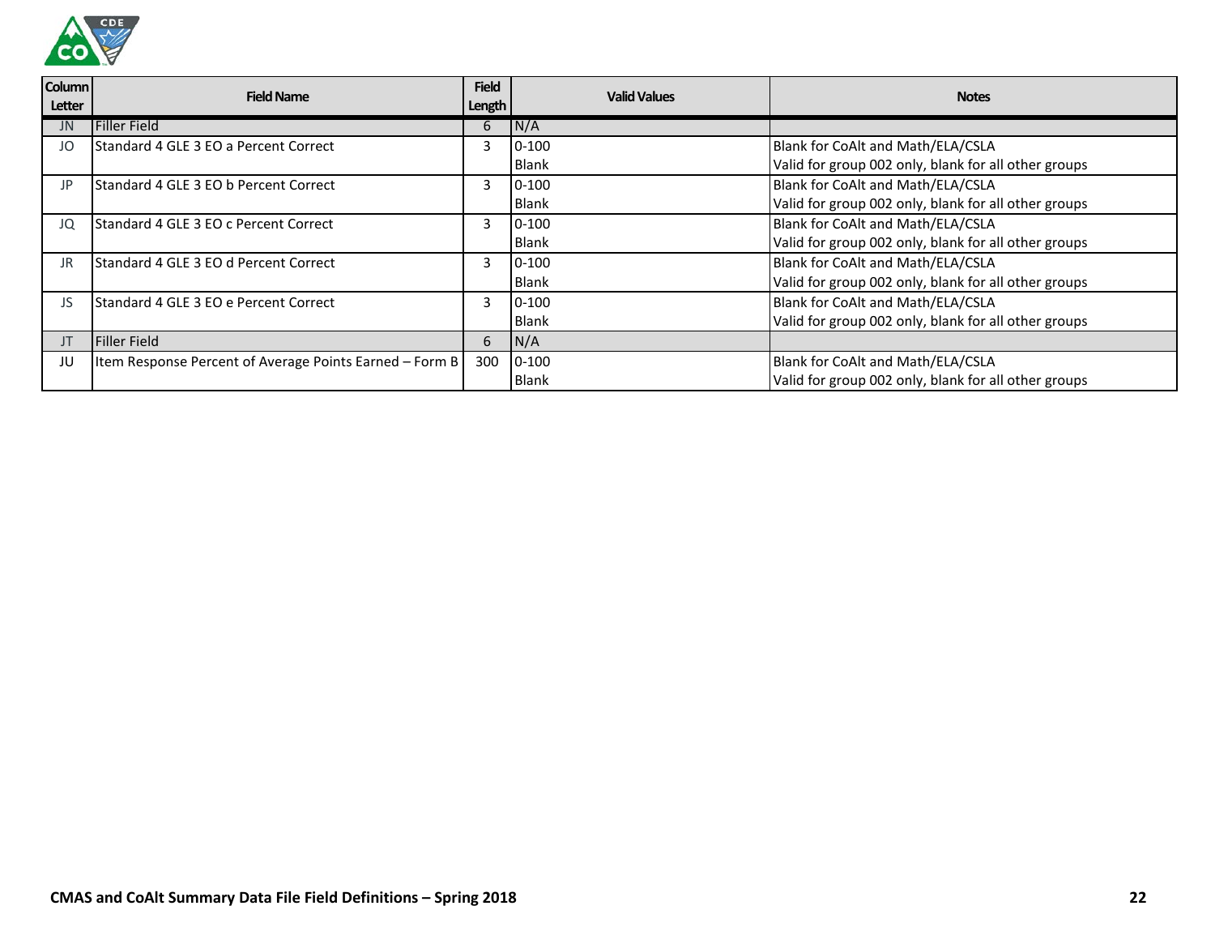| Column Letter | Field Name | Field Length | Valid Values | Notes |
|---|---|---|---|---|
| JN | Filler Field | 6 | N/A | |
| JO | Standard 4 GLE 3 EO a Percent Correct | 3 | 0-100<br>Blank | Blank for CoAlt and Math/ELA/CSLA<br>Valid for group 002 only, blank for all other groups |
| JP | Standard 4 GLE 3 EO b Percent Correct | 3 | 0-100<br>Blank | Blank for CoAlt and Math/ELA/CSLA<br>Valid for group 002 only, blank for all other groups |
| JQ | Standard 4 GLE 3 EO c Percent Correct | 3 | 0-100<br>Blank | Blank for CoAlt and Math/ELA/CSLA<br>Valid for group 002 only, blank for all other groups |
| JR | Standard 4 GLE 3 EO d Percent Correct | 3 | 0-100<br>Blank | Blank for CoAlt and Math/ELA/CSLA<br>Valid for group 002 only, blank for all other groups |
| JS | Standard 4 GLE 3 EO e Percent Correct | 3 | 0-100<br>Blank | Blank for CoAlt and Math/ELA/CSLA<br>Valid for group 002 only, blank for all other groups |
| JT | Filler Field | 6 | N/A | |
| JU | Item Response Percent of Average Points Earned – Form B | 300 | 0-100<br>Blank | Blank for CoAlt and Math/ELA/CSLA<br>Valid for group 002 only, blank for all other groups |